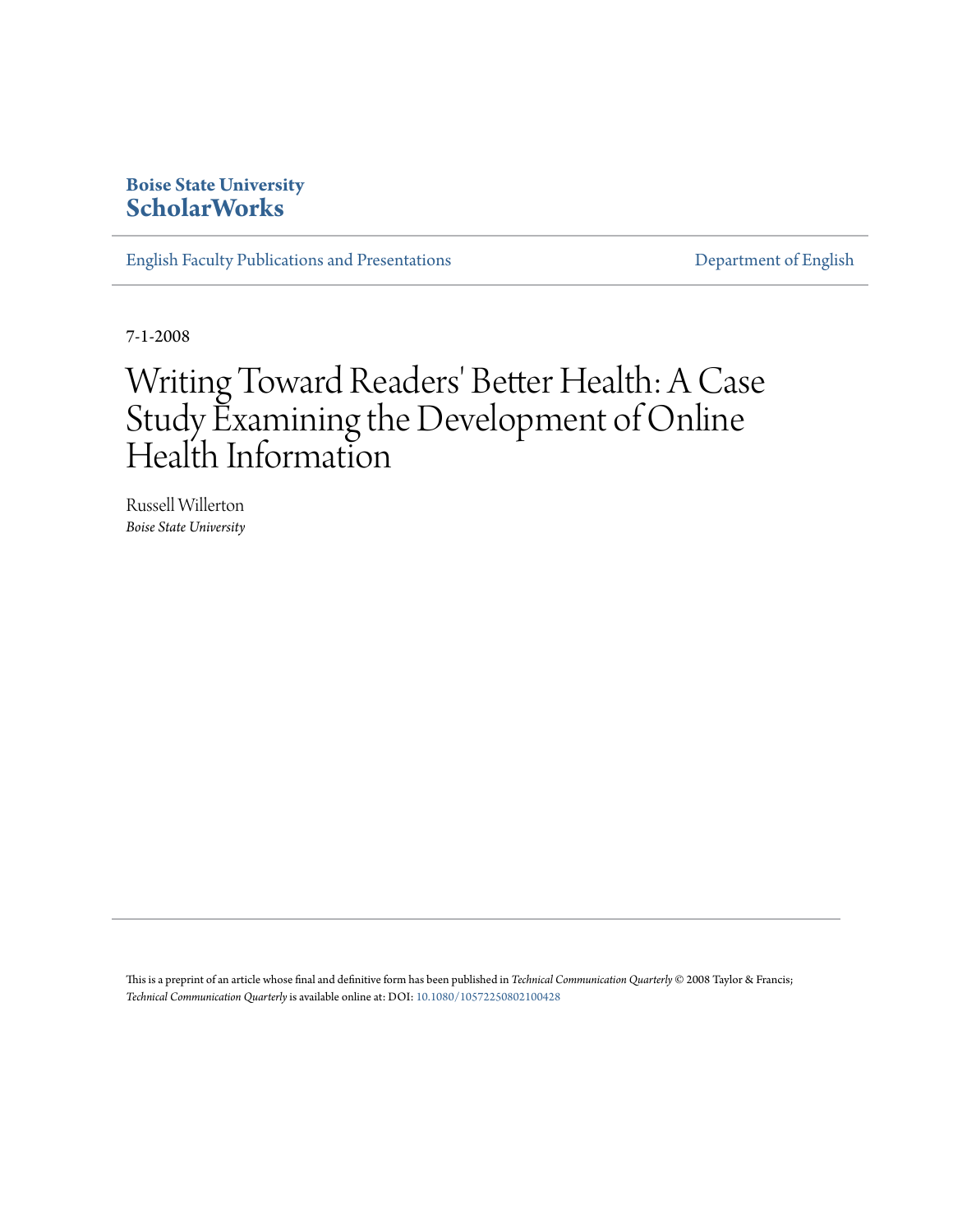Boise State University
**ScholarWorks**

English Faculty Publications and Presentations | Department of English

7-1-2008

# Writing Toward Readers' Better Health: A Case Study Examining the Development of Online Health Information

Russell Willerton
*Boise State University*

This is a preprint of an article whose final and definitive form has been published in *Technical Communication Quarterly* © 2008 Taylor & Francis; *Technical Communication Quarterly* is available online at: DOI: 10.1080/10572250802100428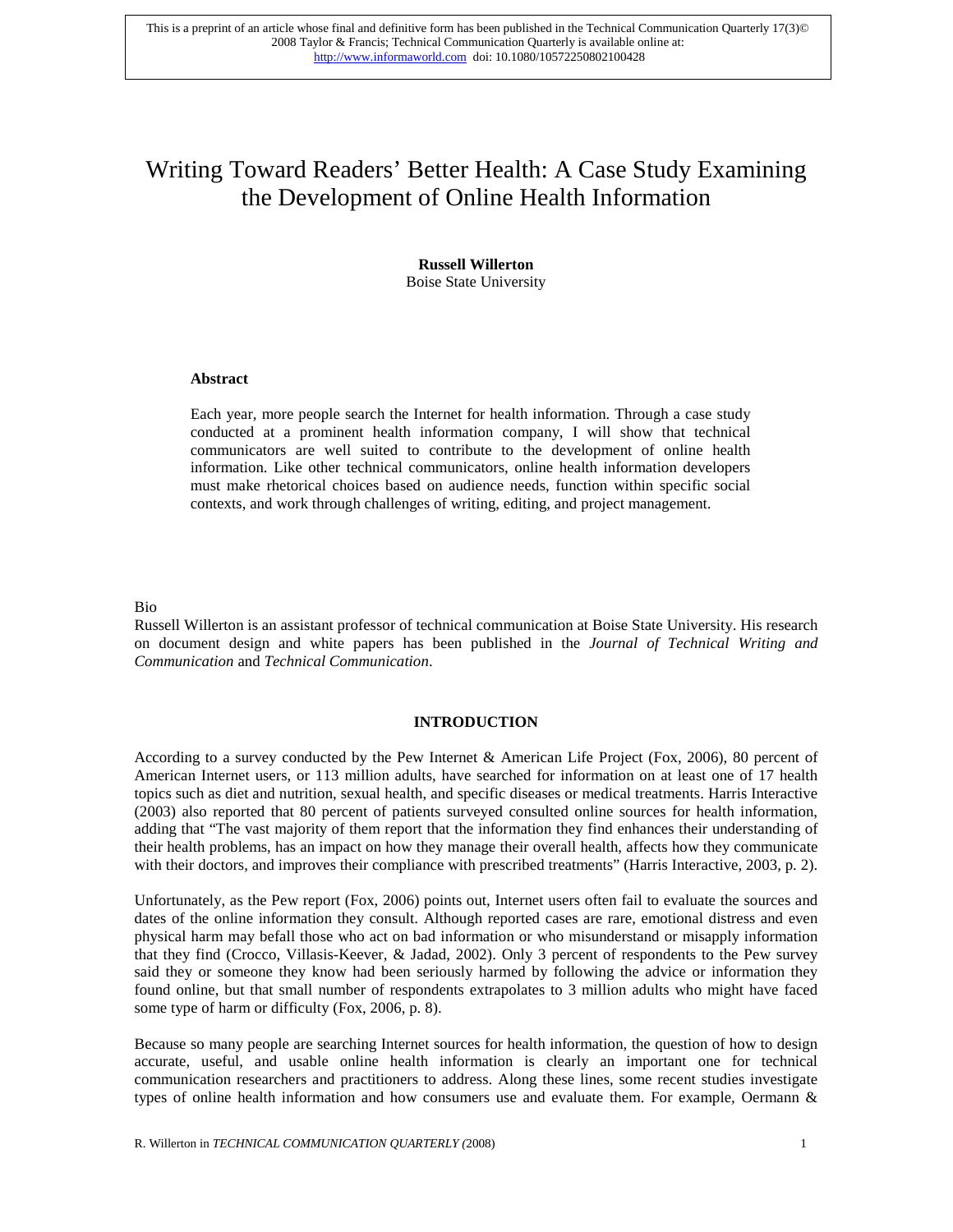This is a preprint of an article whose final and definitive form has been published in the Technical Communication Quarterly 17(3)© 2008 Taylor & Francis; Technical Communication Quarterly is available online at: http://www.informaworld.com doi: 10.1080/10572250802100428

# Writing Toward Readers' Better Health: A Case Study Examining the Development of Online Health Information

**Russell Willerton**
Boise State University

**Abstract**

Each year, more people search the Internet for health information. Through a case study conducted at a prominent health information company, I will show that technical communicators are well suited to contribute to the development of online health information. Like other technical communicators, online health information developers must make rhetorical choices based on audience needs, function within specific social contexts, and work through challenges of writing, editing, and project management.

Bio
Russell Willerton is an assistant professor of technical communication at Boise State University. His research on document design and white papers has been published in the *Journal of Technical Writing and Communication* and *Technical Communication*.

## INTRODUCTION

According to a survey conducted by the Pew Internet & American Life Project (Fox, 2006), 80 percent of American Internet users, or 113 million adults, have searched for information on at least one of 17 health topics such as diet and nutrition, sexual health, and specific diseases or medical treatments. Harris Interactive (2003) also reported that 80 percent of patients surveyed consulted online sources for health information, adding that "The vast majority of them report that the information they find enhances their understanding of their health problems, has an impact on how they manage their overall health, affects how they communicate with their doctors, and improves their compliance with prescribed treatments" (Harris Interactive, 2003, p. 2).

Unfortunately, as the Pew report (Fox, 2006) points out, Internet users often fail to evaluate the sources and dates of the online information they consult. Although reported cases are rare, emotional distress and even physical harm may befall those who act on bad information or who misunderstand or misapply information that they find (Crocco, Villasis-Keever, & Jadad, 2002). Only 3 percent of respondents to the Pew survey said they or someone they know had been seriously harmed by following the advice or information they found online, but that small number of respondents extrapolates to 3 million adults who might have faced some type of harm or difficulty (Fox, 2006, p. 8).

Because so many people are searching Internet sources for health information, the question of how to design accurate, useful, and usable online health information is clearly an important one for technical communication researchers and practitioners to address. Along these lines, some recent studies investigate types of online health information and how consumers use and evaluate them. For example, Oermann &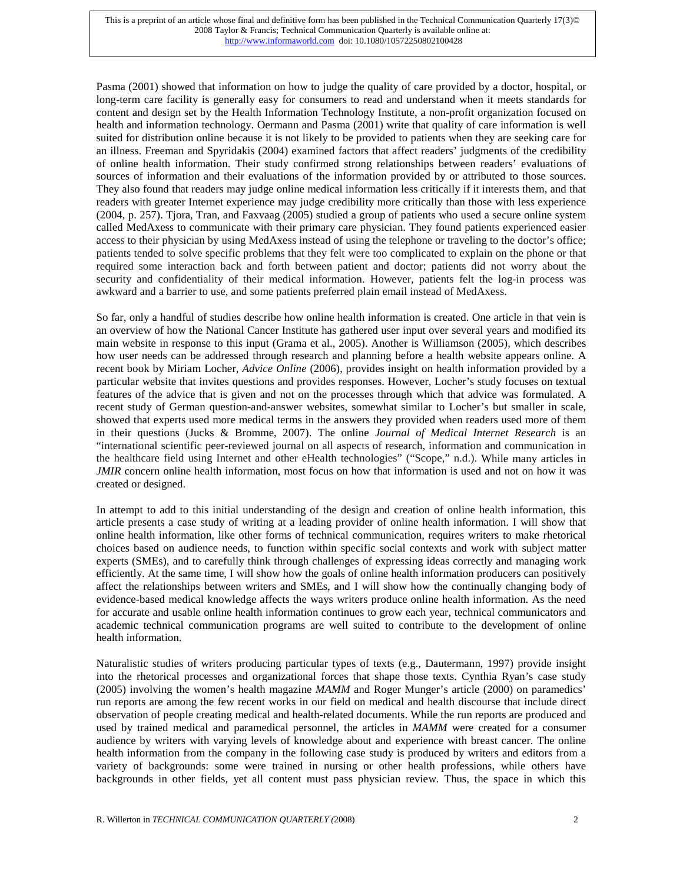Pasma (2001) showed that information on how to judge the quality of care provided by a doctor, hospital, or long-term care facility is generally easy for consumers to read and understand when it meets standards for content and design set by the Health Information Technology Institute, a non-profit organization focused on health and information technology. Oermann and Pasma (2001) write that quality of care information is well suited for distribution online because it is not likely to be provided to patients when they are seeking care for an illness. Freeman and Spyridakis (2004) examined factors that affect readers' judgments of the credibility of online health information. Their study confirmed strong relationships between readers' evaluations of sources of information and their evaluations of the information provided by or attributed to those sources. They also found that readers may judge online medical information less critically if it interests them, and that readers with greater Internet experience may judge credibility more critically than those with less experience (2004, p. 257). Tjora, Tran, and Faxvaag (2005) studied a group of patients who used a secure online system called MedAxess to communicate with their primary care physician. They found patients experienced easier access to their physician by using MedAxess instead of using the telephone or traveling to the doctor's office; patients tended to solve specific problems that they felt were too complicated to explain on the phone or that required some interaction back and forth between patient and doctor; patients did not worry about the security and confidentiality of their medical information. However, patients felt the log-in process was awkward and a barrier to use, and some patients preferred plain email instead of MedAxess.

So far, only a handful of studies describe how online health information is created. One article in that vein is an overview of how the National Cancer Institute has gathered user input over several years and modified its main website in response to this input (Grama et al., 2005). Another is Williamson (2005), which describes how user needs can be addressed through research and planning before a health website appears online. A recent book by Miriam Locher, *Advice Online* (2006), provides insight on health information provided by a particular website that invites questions and provides responses. However, Locher's study focuses on textual features of the advice that is given and not on the processes through which that advice was formulated. A recent study of German question-and-answer websites, somewhat similar to Locher's but smaller in scale, showed that experts used more medical terms in the answers they provided when readers used more of them in their questions (Jucks & Bromme, 2007). The online *Journal of Medical Internet Research* is an "international scientific peer-reviewed journal on all aspects of research, information and communication in the healthcare field using Internet and other eHealth technologies" ("Scope," n.d.). While many articles in *JMIR* concern online health information, most focus on how that information is used and not on how it was created or designed.

In attempt to add to this initial understanding of the design and creation of online health information, this article presents a case study of writing at a leading provider of online health information. I will show that online health information, like other forms of technical communication, requires writers to make rhetorical choices based on audience needs, to function within specific social contexts and work with subject matter experts (SMEs), and to carefully think through challenges of expressing ideas correctly and managing work efficiently. At the same time, I will show how the goals of online health information producers can positively affect the relationships between writers and SMEs, and I will show how the continually changing body of evidence-based medical knowledge affects the ways writers produce online health information. As the need for accurate and usable online health information continues to grow each year, technical communicators and academic technical communication programs are well suited to contribute to the development of online health information.

Naturalistic studies of writers producing particular types of texts (e.g., Dautermann, 1997) provide insight into the rhetorical processes and organizational forces that shape those texts. Cynthia Ryan's case study (2005) involving the women's health magazine *MAMM* and Roger Munger's article (2000) on paramedics' run reports are among the few recent works in our field on medical and health discourse that include direct observation of people creating medical and health-related documents. While the run reports are produced and used by trained medical and paramedical personnel, the articles in *MAMM* were created for a consumer audience by writers with varying levels of knowledge about and experience with breast cancer. The online health information from the company in the following case study is produced by writers and editors from a variety of backgrounds: some were trained in nursing or other health professions, while others have backgrounds in other fields, yet all content must pass physician review. Thus, the space in which this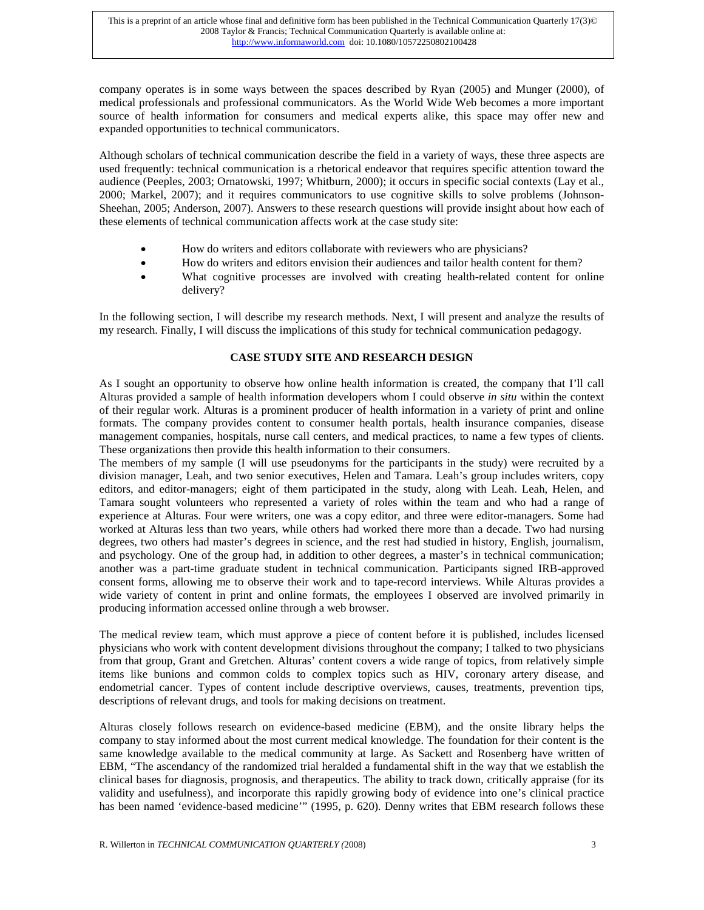company operates is in some ways between the spaces described by Ryan (2005) and Munger (2000), of medical professionals and professional communicators. As the World Wide Web becomes a more important source of health information for consumers and medical experts alike, this space may offer new and expanded opportunities to technical communicators.

Although scholars of technical communication describe the field in a variety of ways, these three aspects are used frequently: technical communication is a rhetorical endeavor that requires specific attention toward the audience (Peeples, 2003; Ornatowski, 1997; Whitburn, 2000); it occurs in specific social contexts (Lay et al., 2000; Markel, 2007); and it requires communicators to use cognitive skills to solve problems (Johnson-Sheehan, 2005; Anderson, 2007). Answers to these research questions will provide insight about how each of these elements of technical communication affects work at the case study site:

- How do writers and editors collaborate with reviewers who are physicians?
- How do writers and editors envision their audiences and tailor health content for them?
- What cognitive processes are involved with creating health-related content for online delivery?

In the following section, I will describe my research methods. Next, I will present and analyze the results of my research. Finally, I will discuss the implications of this study for technical communication pedagogy.

## CASE STUDY SITE AND RESEARCH DESIGN

As I sought an opportunity to observe how online health information is created, the company that I'll call Alturas provided a sample of health information developers whom I could observe *in situ* within the context of their regular work. Alturas is a prominent producer of health information in a variety of print and online formats. The company provides content to consumer health portals, health insurance companies, disease management companies, hospitals, nurse call centers, and medical practices, to name a few types of clients. These organizations then provide this health information to their consumers.

The members of my sample (I will use pseudonyms for the participants in the study) were recruited by a division manager, Leah, and two senior executives, Helen and Tamara. Leah's group includes writers, copy editors, and editor-managers; eight of them participated in the study, along with Leah. Leah, Helen, and Tamara sought volunteers who represented a variety of roles within the team and who had a range of experience at Alturas. Four were writers, one was a copy editor, and three were editor-managers. Some had worked at Alturas less than two years, while others had worked there more than a decade. Two had nursing degrees, two others had master's degrees in science, and the rest had studied in history, English, journalism, and psychology. One of the group had, in addition to other degrees, a master's in technical communication; another was a part-time graduate student in technical communication. Participants signed IRB-approved consent forms, allowing me to observe their work and to tape-record interviews. While Alturas provides a wide variety of content in print and online formats, the employees I observed are involved primarily in producing information accessed online through a web browser.

The medical review team, which must approve a piece of content before it is published, includes licensed physicians who work with content development divisions throughout the company; I talked to two physicians from that group, Grant and Gretchen. Alturas' content covers a wide range of topics, from relatively simple items like bunions and common colds to complex topics such as HIV, coronary artery disease, and endometrial cancer. Types of content include descriptive overviews, causes, treatments, prevention tips, descriptions of relevant drugs, and tools for making decisions on treatment.

Alturas closely follows research on evidence-based medicine (EBM), and the onsite library helps the company to stay informed about the most current medical knowledge. The foundation for their content is the same knowledge available to the medical community at large. As Sackett and Rosenberg have written of EBM, "The ascendancy of the randomized trial heralded a fundamental shift in the way that we establish the clinical bases for diagnosis, prognosis, and therapeutics. The ability to track down, critically appraise (for its validity and usefulness), and incorporate this rapidly growing body of evidence into one's clinical practice has been named 'evidence-based medicine'" (1995, p. 620). Denny writes that EBM research follows these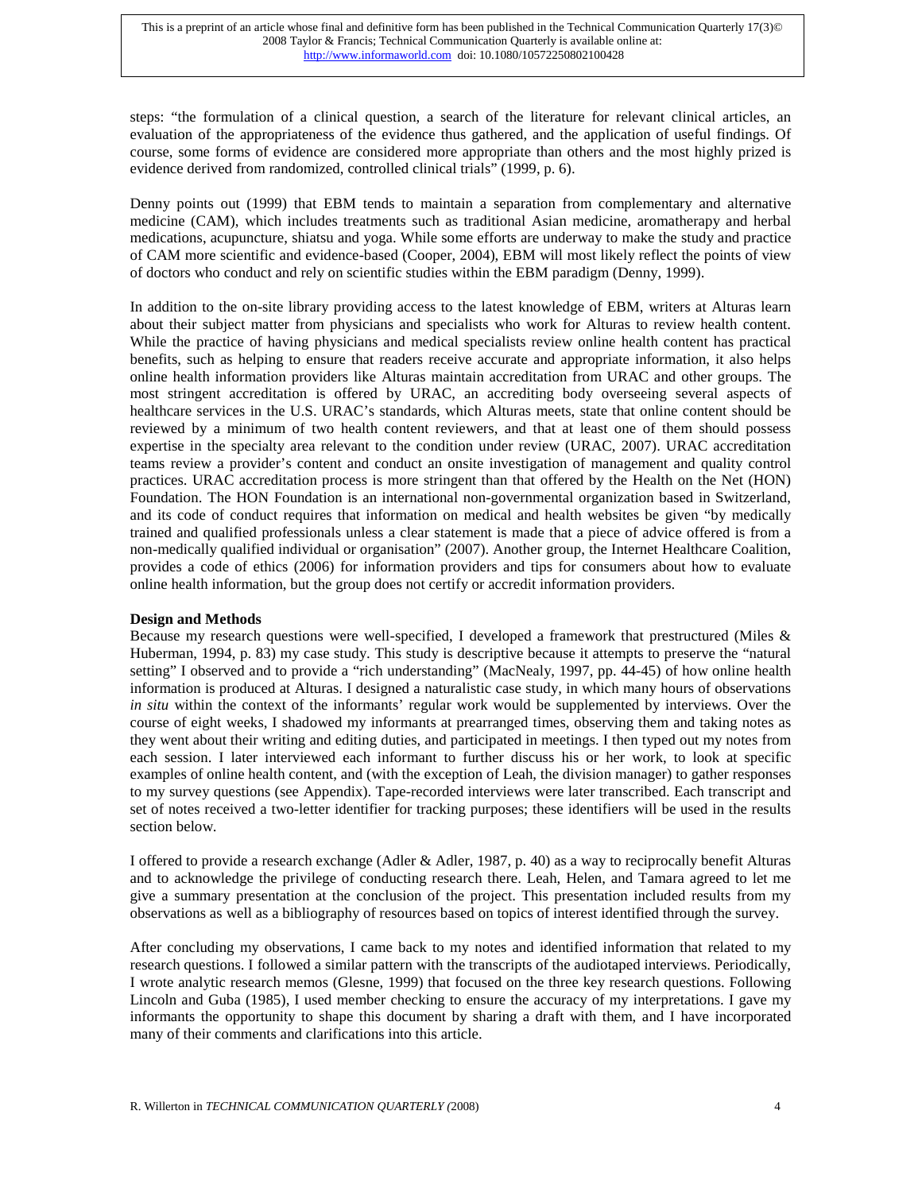steps: "the formulation of a clinical question, a search of the literature for relevant clinical articles, an evaluation of the appropriateness of the evidence thus gathered, and the application of useful findings. Of course, some forms of evidence are considered more appropriate than others and the most highly prized is evidence derived from randomized, controlled clinical trials" (1999, p. 6).

Denny points out (1999) that EBM tends to maintain a separation from complementary and alternative medicine (CAM), which includes treatments such as traditional Asian medicine, aromatherapy and herbal medications, acupuncture, shiatsu and yoga. While some efforts are underway to make the study and practice of CAM more scientific and evidence-based (Cooper, 2004), EBM will most likely reflect the points of view of doctors who conduct and rely on scientific studies within the EBM paradigm (Denny, 1999).

In addition to the on-site library providing access to the latest knowledge of EBM, writers at Alturas learn about their subject matter from physicians and specialists who work for Alturas to review health content. While the practice of having physicians and medical specialists review online health content has practical benefits, such as helping to ensure that readers receive accurate and appropriate information, it also helps online health information providers like Alturas maintain accreditation from URAC and other groups. The most stringent accreditation is offered by URAC, an accrediting body overseeing several aspects of healthcare services in the U.S. URAC's standards, which Alturas meets, state that online content should be reviewed by a minimum of two health content reviewers, and that at least one of them should possess expertise in the specialty area relevant to the condition under review (URAC, 2007). URAC accreditation teams review a provider's content and conduct an onsite investigation of management and quality control practices. URAC accreditation process is more stringent than that offered by the Health on the Net (HON) Foundation. The HON Foundation is an international non-governmental organization based in Switzerland, and its code of conduct requires that information on medical and health websites be given "by medically trained and qualified professionals unless a clear statement is made that a piece of advice offered is from a non-medically qualified individual or organisation" (2007). Another group, the Internet Healthcare Coalition, provides a code of ethics (2006) for information providers and tips for consumers about how to evaluate online health information, but the group does not certify or accredit information providers.

**Design and Methods**

Because my research questions were well-specified, I developed a framework that prestructured (Miles & Huberman, 1994, p. 83) my case study. This study is descriptive because it attempts to preserve the "natural setting" I observed and to provide a "rich understanding" (MacNealy, 1997, pp. 44-45) of how online health information is produced at Alturas. I designed a naturalistic case study, in which many hours of observations *in situ* within the context of the informants' regular work would be supplemented by interviews. Over the course of eight weeks, I shadowed my informants at prearranged times, observing them and taking notes as they went about their writing and editing duties, and participated in meetings. I then typed out my notes from each session. I later interviewed each informant to further discuss his or her work, to look at specific examples of online health content, and (with the exception of Leah, the division manager) to gather responses to my survey questions (see Appendix). Tape-recorded interviews were later transcribed. Each transcript and set of notes received a two-letter identifier for tracking purposes; these identifiers will be used in the results section below.

I offered to provide a research exchange (Adler & Adler, 1987, p. 40) as a way to reciprocally benefit Alturas and to acknowledge the privilege of conducting research there. Leah, Helen, and Tamara agreed to let me give a summary presentation at the conclusion of the project. This presentation included results from my observations as well as a bibliography of resources based on topics of interest identified through the survey.

After concluding my observations, I came back to my notes and identified information that related to my research questions. I followed a similar pattern with the transcripts of the audiotaped interviews. Periodically, I wrote analytic research memos (Glesne, 1999) that focused on the three key research questions. Following Lincoln and Guba (1985), I used member checking to ensure the accuracy of my interpretations. I gave my informants the opportunity to shape this document by sharing a draft with them, and I have incorporated many of their comments and clarifications into this article.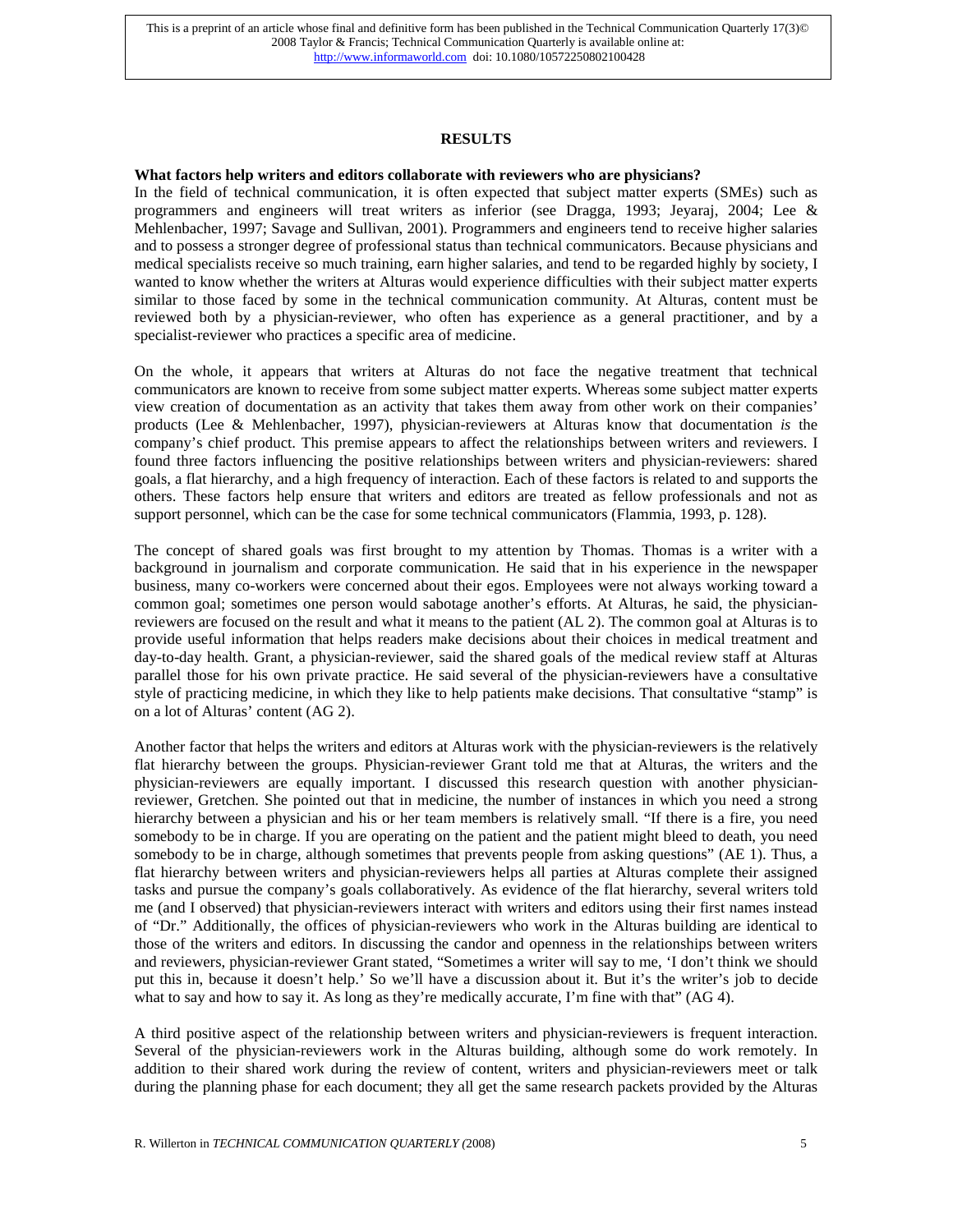## RESULTS

### What factors help writers and editors collaborate with reviewers who are physicians?

In the field of technical communication, it is often expected that subject matter experts (SMEs) such as programmers and engineers will treat writers as inferior (see Dragga, 1993; Jeyaraj, 2004; Lee & Mehlenbacher, 1997; Savage and Sullivan, 2001). Programmers and engineers tend to receive higher salaries and to possess a stronger degree of professional status than technical communicators. Because physicians and medical specialists receive so much training, earn higher salaries, and tend to be regarded highly by society, I wanted to know whether the writers at Alturas would experience difficulties with their subject matter experts similar to those faced by some in the technical communication community. At Alturas, content must be reviewed both by a physician-reviewer, who often has experience as a general practitioner, and by a specialist-reviewer who practices a specific area of medicine.

On the whole, it appears that writers at Alturas do not face the negative treatment that technical communicators are known to receive from some subject matter experts. Whereas some subject matter experts view creation of documentation as an activity that takes them away from other work on their companies' products (Lee & Mehlenbacher, 1997), physician-reviewers at Alturas know that documentation *is* the company's chief product. This premise appears to affect the relationships between writers and reviewers. I found three factors influencing the positive relationships between writers and physician-reviewers: shared goals, a flat hierarchy, and a high frequency of interaction. Each of these factors is related to and supports the others. These factors help ensure that writers and editors are treated as fellow professionals and not as support personnel, which can be the case for some technical communicators (Flammia, 1993, p. 128).

The concept of shared goals was first brought to my attention by Thomas. Thomas is a writer with a background in journalism and corporate communication. He said that in his experience in the newspaper business, many co-workers were concerned about their egos. Employees were not always working toward a common goal; sometimes one person would sabotage another's efforts. At Alturas, he said, the physician-reviewers are focused on the result and what it means to the patient (AL 2). The common goal at Alturas is to provide useful information that helps readers make decisions about their choices in medical treatment and day-to-day health. Grant, a physician-reviewer, said the shared goals of the medical review staff at Alturas parallel those for his own private practice. He said several of the physician-reviewers have a consultative style of practicing medicine, in which they like to help patients make decisions. That consultative "stamp" is on a lot of Alturas' content (AG 2).

Another factor that helps the writers and editors at Alturas work with the physician-reviewers is the relatively flat hierarchy between the groups. Physician-reviewer Grant told me that at Alturas, the writers and the physician-reviewers are equally important. I discussed this research question with another physician-reviewer, Gretchen. She pointed out that in medicine, the number of instances in which you need a strong hierarchy between a physician and his or her team members is relatively small. "If there is a fire, you need somebody to be in charge. If you are operating on the patient and the patient might bleed to death, you need somebody to be in charge, although sometimes that prevents people from asking questions" (AE 1). Thus, a flat hierarchy between writers and physician-reviewers helps all parties at Alturas complete their assigned tasks and pursue the company's goals collaboratively. As evidence of the flat hierarchy, several writers told me (and I observed) that physician-reviewers interact with writers and editors using their first names instead of "Dr." Additionally, the offices of physician-reviewers who work in the Alturas building are identical to those of the writers and editors. In discussing the candor and openness in the relationships between writers and reviewers, physician-reviewer Grant stated, "Sometimes a writer will say to me, 'I don't think we should put this in, because it doesn't help.' So we'll have a discussion about it. But it's the writer's job to decide what to say and how to say it. As long as they're medically accurate, I'm fine with that" (AG 4).

A third positive aspect of the relationship between writers and physician-reviewers is frequent interaction. Several of the physician-reviewers work in the Alturas building, although some do work remotely. In addition to their shared work during the review of content, writers and physician-reviewers meet or talk during the planning phase for each document; they all get the same research packets provided by the Alturas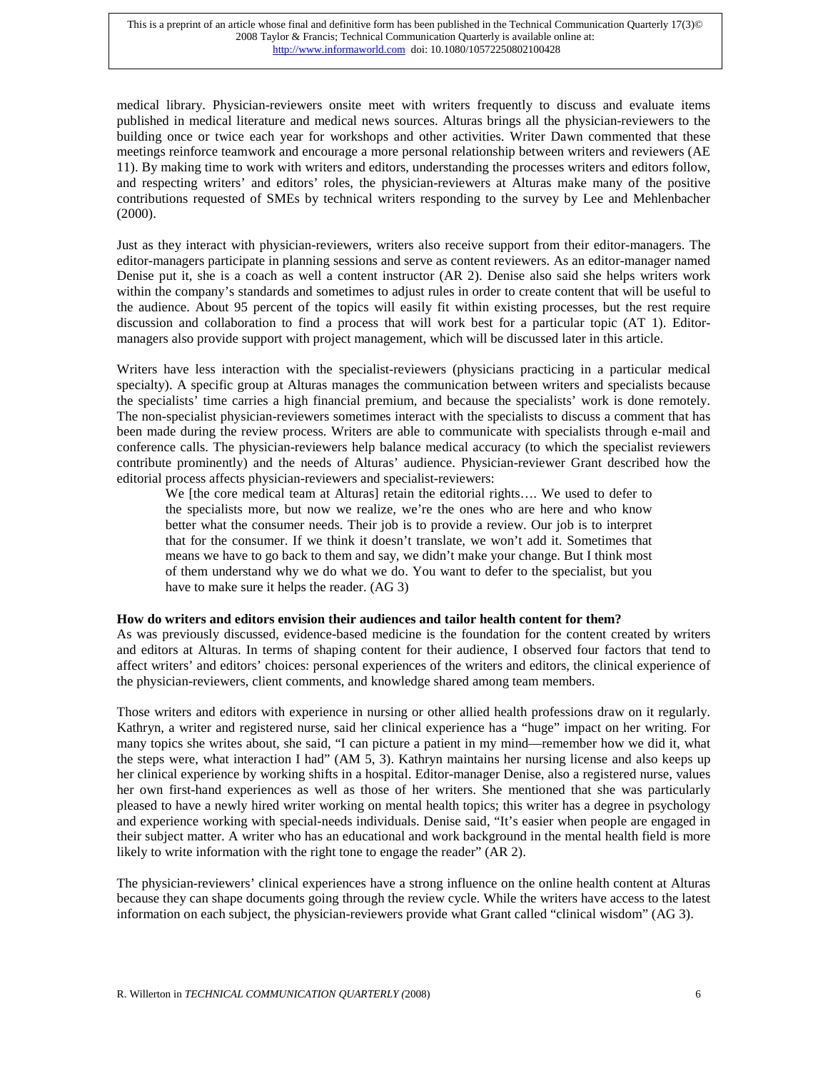medical library. Physician-reviewers onsite meet with writers frequently to discuss and evaluate items published in medical literature and medical news sources. Alturas brings all the physician-reviewers to the building once or twice each year for workshops and other activities. Writer Dawn commented that these meetings reinforce teamwork and encourage a more personal relationship between writers and reviewers (AE 11). By making time to work with writers and editors, understanding the processes writers and editors follow, and respecting writers' and editors' roles, the physician-reviewers at Alturas make many of the positive contributions requested of SMEs by technical writers responding to the survey by Lee and Mehlenbacher (2000).

Just as they interact with physician-reviewers, writers also receive support from their editor-managers. The editor-managers participate in planning sessions and serve as content reviewers. As an editor-manager named Denise put it, she is a coach as well a content instructor (AR 2). Denise also said she helps writers work within the company's standards and sometimes to adjust rules in order to create content that will be useful to the audience. About 95 percent of the topics will easily fit within existing processes, but the rest require discussion and collaboration to find a process that will work best for a particular topic (AT 1). Editor-managers also provide support with project management, which will be discussed later in this article.

Writers have less interaction with the specialist-reviewers (physicians practicing in a particular medical specialty). A specific group at Alturas manages the communication between writers and specialists because the specialists' time carries a high financial premium, and because the specialists' work is done remotely. The non-specialist physician-reviewers sometimes interact with the specialists to discuss a comment that has been made during the review process. Writers are able to communicate with specialists through e-mail and conference calls. The physician-reviewers help balance medical accuracy (to which the specialist reviewers contribute prominently) and the needs of Alturas' audience. Physician-reviewer Grant described how the editorial process affects physician-reviewers and specialist-reviewers:

> We [the core medical team at Alturas] retain the editorial rights…. We used to defer to the specialists more, but now we realize, we're the ones who are here and who know better what the consumer needs. Their job is to provide a review. Our job is to interpret that for the consumer. If we think it doesn't translate, we won't add it. Sometimes that means we have to go back to them and say, we didn't make your change. But I think most of them understand why we do what we do. You want to defer to the specialist, but you have to make sure it helps the reader. (AG 3)

**How do writers and editors envision their audiences and tailor health content for them?**

As was previously discussed, evidence-based medicine is the foundation for the content created by writers and editors at Alturas. In terms of shaping content for their audience, I observed four factors that tend to affect writers' and editors' choices: personal experiences of the writers and editors, the clinical experience of the physician-reviewers, client comments, and knowledge shared among team members.

Those writers and editors with experience in nursing or other allied health professions draw on it regularly. Kathryn, a writer and registered nurse, said her clinical experience has a "huge" impact on her writing. For many topics she writes about, she said, "I can picture a patient in my mind—remember how we did it, what the steps were, what interaction I had" (AM 5, 3). Kathryn maintains her nursing license and also keeps up her clinical experience by working shifts in a hospital. Editor-manager Denise, also a registered nurse, values her own first-hand experiences as well as those of her writers. She mentioned that she was particularly pleased to have a newly hired writer working on mental health topics; this writer has a degree in psychology and experience working with special-needs individuals. Denise said, "It's easier when people are engaged in their subject matter. A writer who has an educational and work background in the mental health field is more likely to write information with the right tone to engage the reader" (AR 2).

The physician-reviewers' clinical experiences have a strong influence on the online health content at Alturas because they can shape documents going through the review cycle. While the writers have access to the latest information on each subject, the physician-reviewers provide what Grant called "clinical wisdom" (AG 3).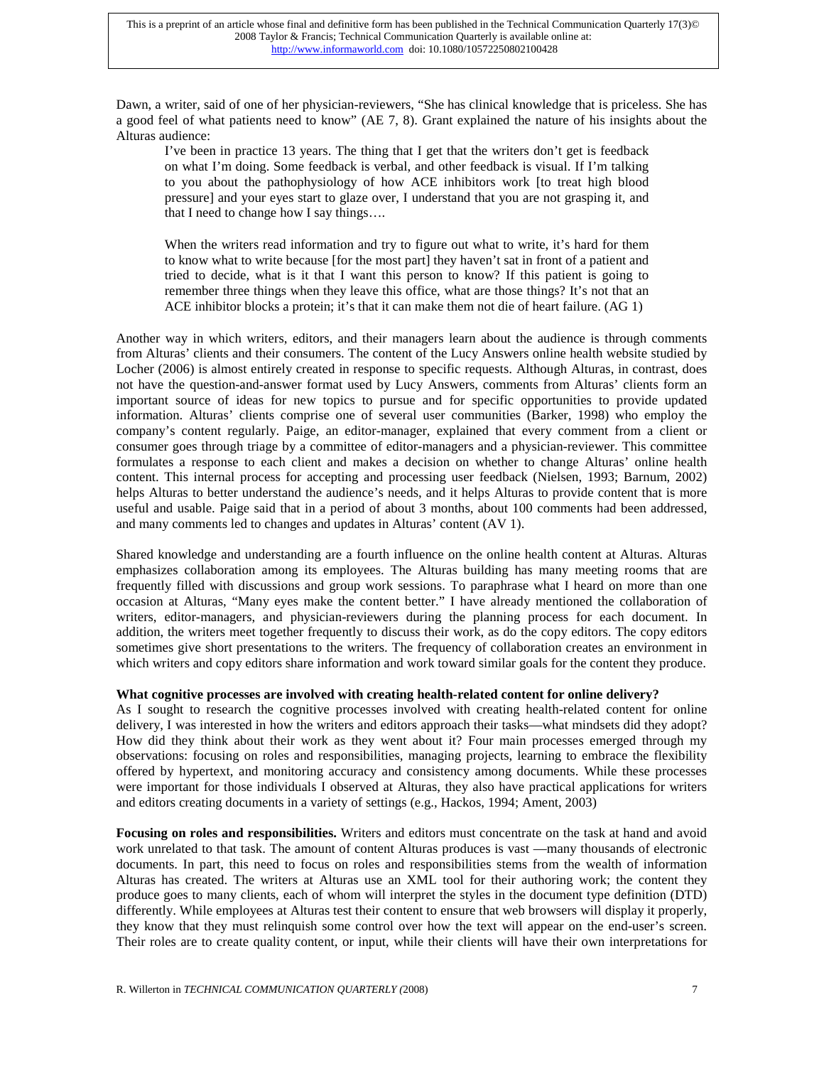Dawn, a writer, said of one of her physician-reviewers, "She has clinical knowledge that is priceless. She has a good feel of what patients need to know" (AE 7, 8). Grant explained the nature of his insights about the Alturas audience:

> I've been in practice 13 years. The thing that I get that the writers don't get is feedback on what I'm doing. Some feedback is verbal, and other feedback is visual. If I'm talking to you about the pathophysiology of how ACE inhibitors work [to treat high blood pressure] and your eyes start to glaze over, I understand that you are not grasping it, and that I need to change how I say things….
>
> When the writers read information and try to figure out what to write, it's hard for them to know what to write because [for the most part] they haven't sat in front of a patient and tried to decide, what is it that I want this person to know? If this patient is going to remember three things when they leave this office, what are those things? It's not that an ACE inhibitor blocks a protein; it's that it can make them not die of heart failure. (AG 1)

Another way in which writers, editors, and their managers learn about the audience is through comments from Alturas' clients and their consumers. The content of the Lucy Answers online health website studied by Locher (2006) is almost entirely created in response to specific requests. Although Alturas, in contrast, does not have the question-and-answer format used by Lucy Answers, comments from Alturas' clients form an important source of ideas for new topics to pursue and for specific opportunities to provide updated information. Alturas' clients comprise one of several user communities (Barker, 1998) who employ the company's content regularly. Paige, an editor-manager, explained that every comment from a client or consumer goes through triage by a committee of editor-managers and a physician-reviewer. This committee formulates a response to each client and makes a decision on whether to change Alturas' online health content. This internal process for accepting and processing user feedback (Nielsen, 1993; Barnum, 2002) helps Alturas to better understand the audience's needs, and it helps Alturas to provide content that is more useful and usable. Paige said that in a period of about 3 months, about 100 comments had been addressed, and many comments led to changes and updates in Alturas' content (AV 1).

Shared knowledge and understanding are a fourth influence on the online health content at Alturas. Alturas emphasizes collaboration among its employees. The Alturas building has many meeting rooms that are frequently filled with discussions and group work sessions. To paraphrase what I heard on more than one occasion at Alturas, "Many eyes make the content better." I have already mentioned the collaboration of writers, editor-managers, and physician-reviewers during the planning process for each document. In addition, the writers meet together frequently to discuss their work, as do the copy editors. The copy editors sometimes give short presentations to the writers. The frequency of collaboration creates an environment in which writers and copy editors share information and work toward similar goals for the content they produce.

**What cognitive processes are involved with creating health-related content for online delivery?**

As I sought to research the cognitive processes involved with creating health-related content for online delivery, I was interested in how the writers and editors approach their tasks—what mindsets did they adopt? How did they think about their work as they went about it? Four main processes emerged through my observations: focusing on roles and responsibilities, managing projects, learning to embrace the flexibility offered by hypertext, and monitoring accuracy and consistency among documents. While these processes were important for those individuals I observed at Alturas, they also have practical applications for writers and editors creating documents in a variety of settings (e.g., Hackos, 1994; Ament, 2003)

**Focusing on roles and responsibilities.** Writers and editors must concentrate on the task at hand and avoid work unrelated to that task. The amount of content Alturas produces is vast —many thousands of electronic documents. In part, this need to focus on roles and responsibilities stems from the wealth of information Alturas has created. The writers at Alturas use an XML tool for their authoring work; the content they produce goes to many clients, each of whom will interpret the styles in the document type definition (DTD) differently. While employees at Alturas test their content to ensure that web browsers will display it properly, they know that they must relinquish some control over how the text will appear on the end-user's screen. Their roles are to create quality content, or input, while their clients will have their own interpretations for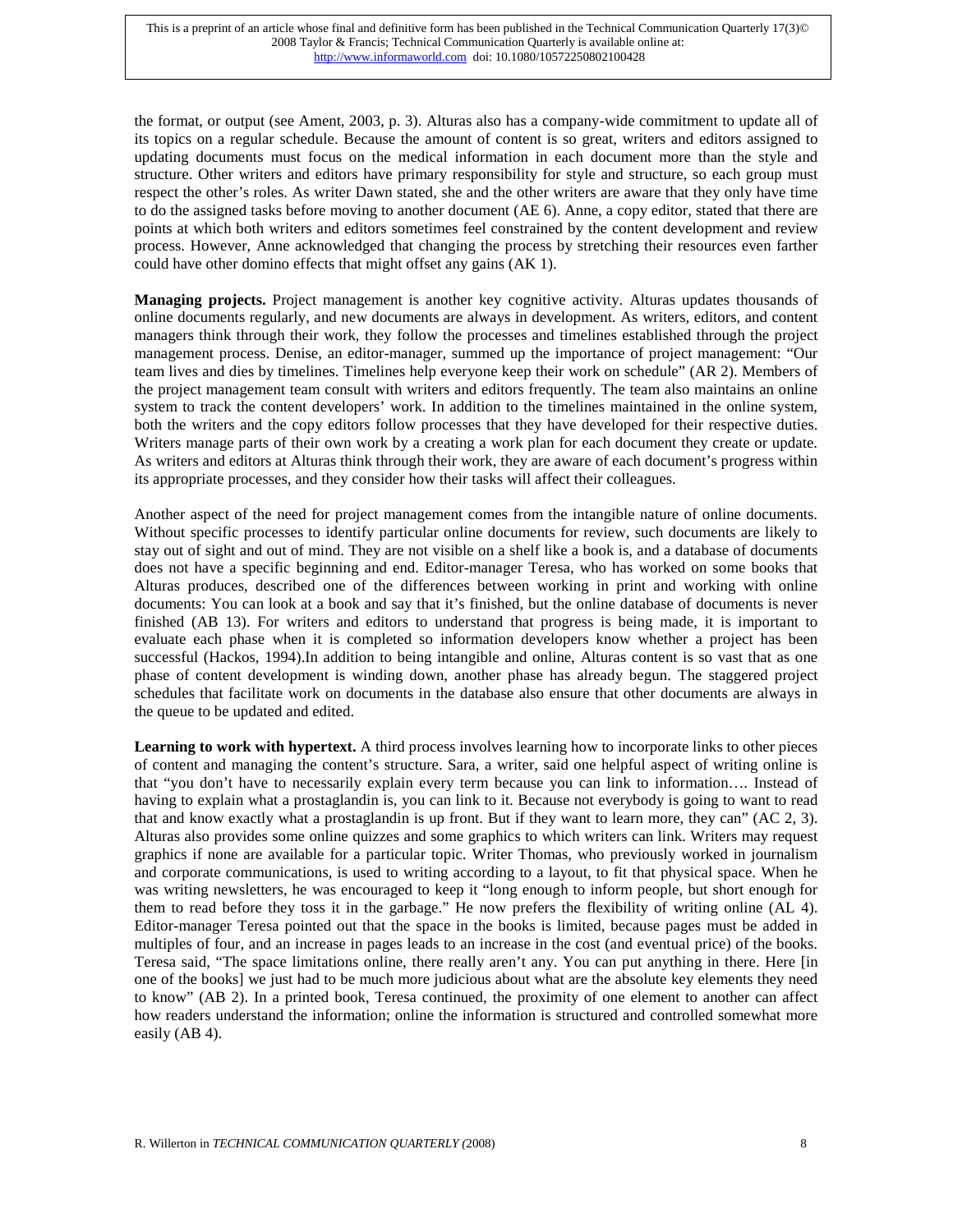the format, or output (see Ament, 2003, p. 3). Alturas also has a company-wide commitment to update all of its topics on a regular schedule. Because the amount of content is so great, writers and editors assigned to updating documents must focus on the medical information in each document more than the style and structure. Other writers and editors have primary responsibility for style and structure, so each group must respect the other's roles. As writer Dawn stated, she and the other writers are aware that they only have time to do the assigned tasks before moving to another document (AE 6). Anne, a copy editor, stated that there are points at which both writers and editors sometimes feel constrained by the content development and review process. However, Anne acknowledged that changing the process by stretching their resources even farther could have other domino effects that might offset any gains (AK 1).

**Managing projects.** Project management is another key cognitive activity. Alturas updates thousands of online documents regularly, and new documents are always in development. As writers, editors, and content managers think through their work, they follow the processes and timelines established through the project management process. Denise, an editor-manager, summed up the importance of project management: "Our team lives and dies by timelines. Timelines help everyone keep their work on schedule" (AR 2). Members of the project management team consult with writers and editors frequently. The team also maintains an online system to track the content developers' work. In addition to the timelines maintained in the online system, both the writers and the copy editors follow processes that they have developed for their respective duties. Writers manage parts of their own work by a creating a work plan for each document they create or update. As writers and editors at Alturas think through their work, they are aware of each document's progress within its appropriate processes, and they consider how their tasks will affect their colleagues.

Another aspect of the need for project management comes from the intangible nature of online documents. Without specific processes to identify particular online documents for review, such documents are likely to stay out of sight and out of mind. They are not visible on a shelf like a book is, and a database of documents does not have a specific beginning and end. Editor-manager Teresa, who has worked on some books that Alturas produces, described one of the differences between working in print and working with online documents: You can look at a book and say that it's finished, but the online database of documents is never finished (AB 13). For writers and editors to understand that progress is being made, it is important to evaluate each phase when it is completed so information developers know whether a project has been successful (Hackos, 1994).In addition to being intangible and online, Alturas content is so vast that as one phase of content development is winding down, another phase has already begun. The staggered project schedules that facilitate work on documents in the database also ensure that other documents are always in the queue to be updated and edited.

**Learning to work with hypertext.** A third process involves learning how to incorporate links to other pieces of content and managing the content's structure. Sara, a writer, said one helpful aspect of writing online is that "you don't have to necessarily explain every term because you can link to information…. Instead of having to explain what a prostaglandin is, you can link to it. Because not everybody is going to want to read that and know exactly what a prostaglandin is up front. But if they want to learn more, they can" (AC 2, 3). Alturas also provides some online quizzes and some graphics to which writers can link. Writers may request graphics if none are available for a particular topic. Writer Thomas, who previously worked in journalism and corporate communications, is used to writing according to a layout, to fit that physical space. When he was writing newsletters, he was encouraged to keep it "long enough to inform people, but short enough for them to read before they toss it in the garbage." He now prefers the flexibility of writing online (AL 4). Editor-manager Teresa pointed out that the space in the books is limited, because pages must be added in multiples of four, and an increase in pages leads to an increase in the cost (and eventual price) of the books. Teresa said, "The space limitations online, there really aren't any. You can put anything in there. Here [in one of the books] we just had to be much more judicious about what are the absolute key elements they need to know" (AB 2). In a printed book, Teresa continued, the proximity of one element to another can affect how readers understand the information; online the information is structured and controlled somewhat more easily (AB 4).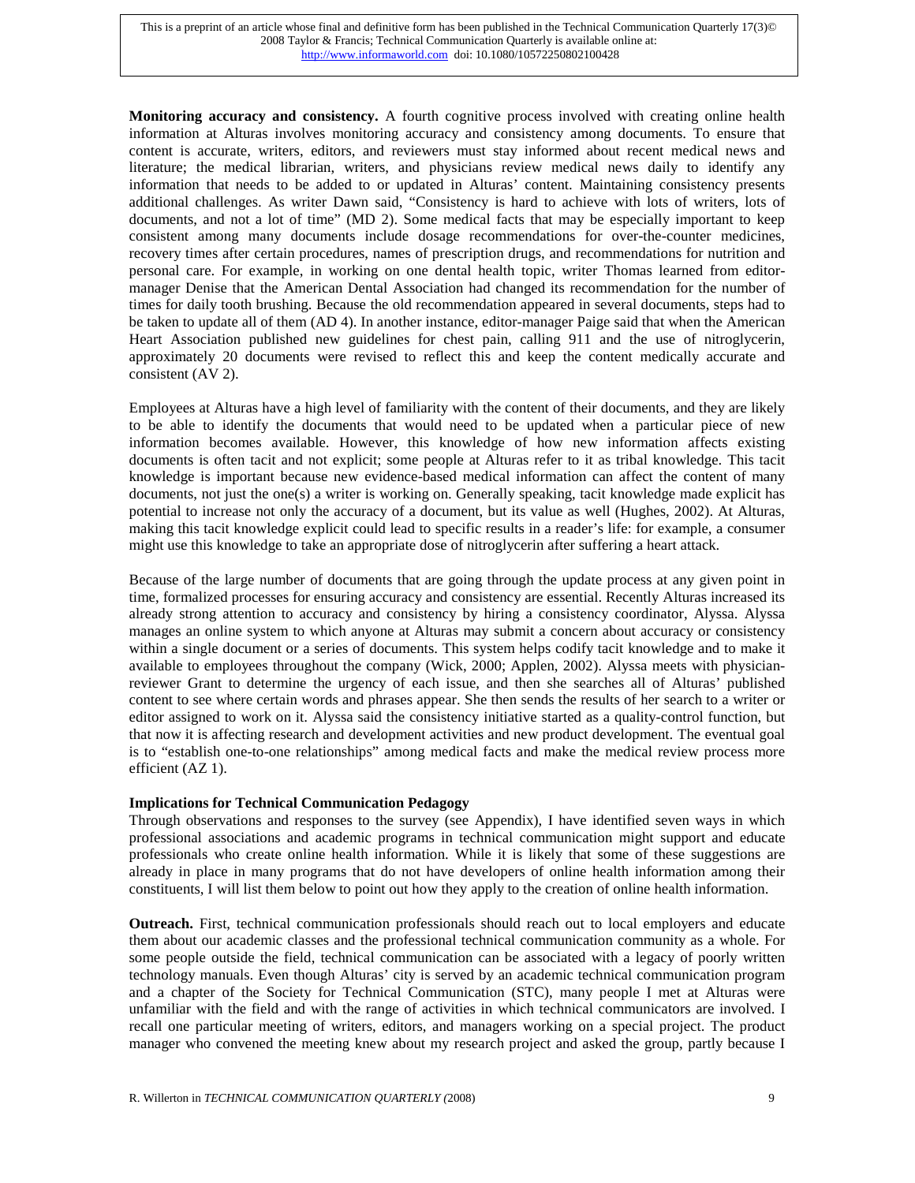**Monitoring accuracy and consistency.** A fourth cognitive process involved with creating online health information at Alturas involves monitoring accuracy and consistency among documents. To ensure that content is accurate, writers, editors, and reviewers must stay informed about recent medical news and literature; the medical librarian, writers, and physicians review medical news daily to identify any information that needs to be added to or updated in Alturas' content. Maintaining consistency presents additional challenges. As writer Dawn said, "Consistency is hard to achieve with lots of writers, lots of documents, and not a lot of time" (MD 2). Some medical facts that may be especially important to keep consistent among many documents include dosage recommendations for over-the-counter medicines, recovery times after certain procedures, names of prescription drugs, and recommendations for nutrition and personal care. For example, in working on one dental health topic, writer Thomas learned from editor-manager Denise that the American Dental Association had changed its recommendation for the number of times for daily tooth brushing. Because the old recommendation appeared in several documents, steps had to be taken to update all of them (AD 4). In another instance, editor-manager Paige said that when the American Heart Association published new guidelines for chest pain, calling 911 and the use of nitroglycerin, approximately 20 documents were revised to reflect this and keep the content medically accurate and consistent (AV 2).

Employees at Alturas have a high level of familiarity with the content of their documents, and they are likely to be able to identify the documents that would need to be updated when a particular piece of new information becomes available. However, this knowledge of how new information affects existing documents is often tacit and not explicit; some people at Alturas refer to it as tribal knowledge. This tacit knowledge is important because new evidence-based medical information can affect the content of many documents, not just the one(s) a writer is working on. Generally speaking, tacit knowledge made explicit has potential to increase not only the accuracy of a document, but its value as well (Hughes, 2002). At Alturas, making this tacit knowledge explicit could lead to specific results in a reader's life: for example, a consumer might use this knowledge to take an appropriate dose of nitroglycerin after suffering a heart attack.

Because of the large number of documents that are going through the update process at any given point in time, formalized processes for ensuring accuracy and consistency are essential. Recently Alturas increased its already strong attention to accuracy and consistency by hiring a consistency coordinator, Alyssa. Alyssa manages an online system to which anyone at Alturas may submit a concern about accuracy or consistency within a single document or a series of documents. This system helps codify tacit knowledge and to make it available to employees throughout the company (Wick, 2000; Applen, 2002). Alyssa meets with physician-reviewer Grant to determine the urgency of each issue, and then she searches all of Alturas' published content to see where certain words and phrases appear. She then sends the results of her search to a writer or editor assigned to work on it. Alyssa said the consistency initiative started as a quality-control function, but that now it is affecting research and development activities and new product development. The eventual goal is to "establish one-to-one relationships" among medical facts and make the medical review process more efficient (AZ 1).

### Implications for Technical Communication Pedagogy

Through observations and responses to the survey (see Appendix), I have identified seven ways in which professional associations and academic programs in technical communication might support and educate professionals who create online health information. While it is likely that some of these suggestions are already in place in many programs that do not have developers of online health information among their constituents, I will list them below to point out how they apply to the creation of online health information.

**Outreach.** First, technical communication professionals should reach out to local employers and educate them about our academic classes and the professional technical communication community as a whole. For some people outside the field, technical communication can be associated with a legacy of poorly written technology manuals. Even though Alturas' city is served by an academic technical communication program and a chapter of the Society for Technical Communication (STC), many people I met at Alturas were unfamiliar with the field and with the range of activities in which technical communicators are involved. I recall one particular meeting of writers, editors, and managers working on a special project. The product manager who convened the meeting knew about my research project and asked the group, partly because I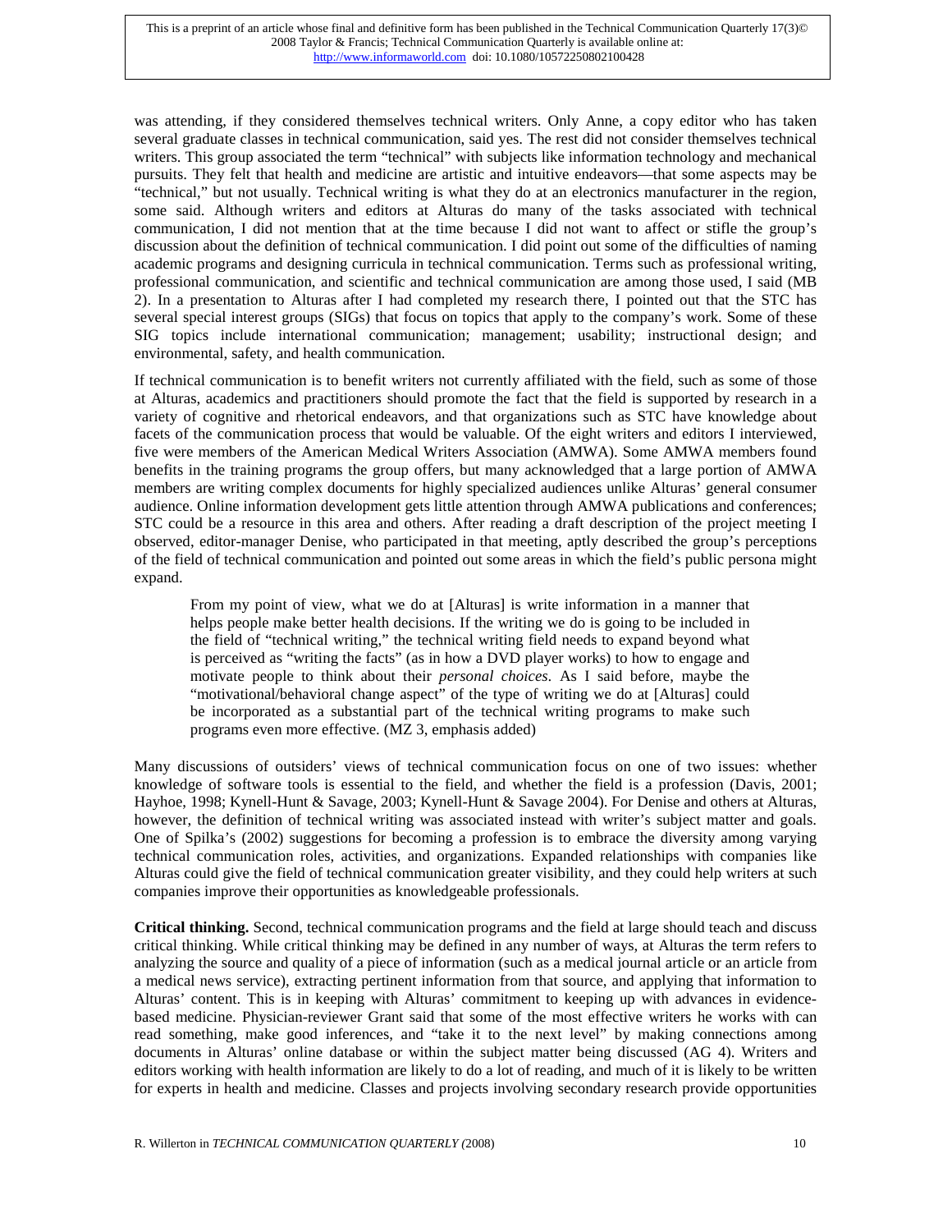was attending, if they considered themselves technical writers. Only Anne, a copy editor who has taken several graduate classes in technical communication, said yes. The rest did not consider themselves technical writers. This group associated the term "technical" with subjects like information technology and mechanical pursuits. They felt that health and medicine are artistic and intuitive endeavors—that some aspects may be "technical," but not usually. Technical writing is what they do at an electronics manufacturer in the region, some said. Although writers and editors at Alturas do many of the tasks associated with technical communication, I did not mention that at the time because I did not want to affect or stifle the group's discussion about the definition of technical communication. I did point out some of the difficulties of naming academic programs and designing curricula in technical communication. Terms such as professional writing, professional communication, and scientific and technical communication are among those used, I said (MB 2). In a presentation to Alturas after I had completed my research there, I pointed out that the STC has several special interest groups (SIGs) that focus on topics that apply to the company's work. Some of these SIG topics include international communication; management; usability; instructional design; and environmental, safety, and health communication.

If technical communication is to benefit writers not currently affiliated with the field, such as some of those at Alturas, academics and practitioners should promote the fact that the field is supported by research in a variety of cognitive and rhetorical endeavors, and that organizations such as STC have knowledge about facets of the communication process that would be valuable. Of the eight writers and editors I interviewed, five were members of the American Medical Writers Association (AMWA). Some AMWA members found benefits in the training programs the group offers, but many acknowledged that a large portion of AMWA members are writing complex documents for highly specialized audiences unlike Alturas' general consumer audience. Online information development gets little attention through AMWA publications and conferences; STC could be a resource in this area and others. After reading a draft description of the project meeting I observed, editor-manager Denise, who participated in that meeting, aptly described the group's perceptions of the field of technical communication and pointed out some areas in which the field's public persona might expand.

> From my point of view, what we do at [Alturas] is write information in a manner that helps people make better health decisions. If the writing we do is going to be included in the field of "technical writing," the technical writing field needs to expand beyond what is perceived as "writing the facts" (as in how a DVD player works) to how to engage and motivate people to think about their *personal choices*. As I said before, maybe the "motivational/behavioral change aspect" of the type of writing we do at [Alturas] could be incorporated as a substantial part of the technical writing programs to make such programs even more effective. (MZ 3, emphasis added)

Many discussions of outsiders' views of technical communication focus on one of two issues: whether knowledge of software tools is essential to the field, and whether the field is a profession (Davis, 2001; Hayhoe, 1998; Kynell-Hunt & Savage, 2003; Kynell-Hunt & Savage 2004). For Denise and others at Alturas, however, the definition of technical writing was associated instead with writer's subject matter and goals. One of Spilka's (2002) suggestions for becoming a profession is to embrace the diversity among varying technical communication roles, activities, and organizations. Expanded relationships with companies like Alturas could give the field of technical communication greater visibility, and they could help writers at such companies improve their opportunities as knowledgeable professionals.

**Critical thinking.** Second, technical communication programs and the field at large should teach and discuss critical thinking. While critical thinking may be defined in any number of ways, at Alturas the term refers to analyzing the source and quality of a piece of information (such as a medical journal article or an article from a medical news service), extracting pertinent information from that source, and applying that information to Alturas' content. This is in keeping with Alturas' commitment to keeping up with advances in evidence-based medicine. Physician-reviewer Grant said that some of the most effective writers he works with can read something, make good inferences, and "take it to the next level" by making connections among documents in Alturas' online database or within the subject matter being discussed (AG 4). Writers and editors working with health information are likely to do a lot of reading, and much of it is likely to be written for experts in health and medicine. Classes and projects involving secondary research provide opportunities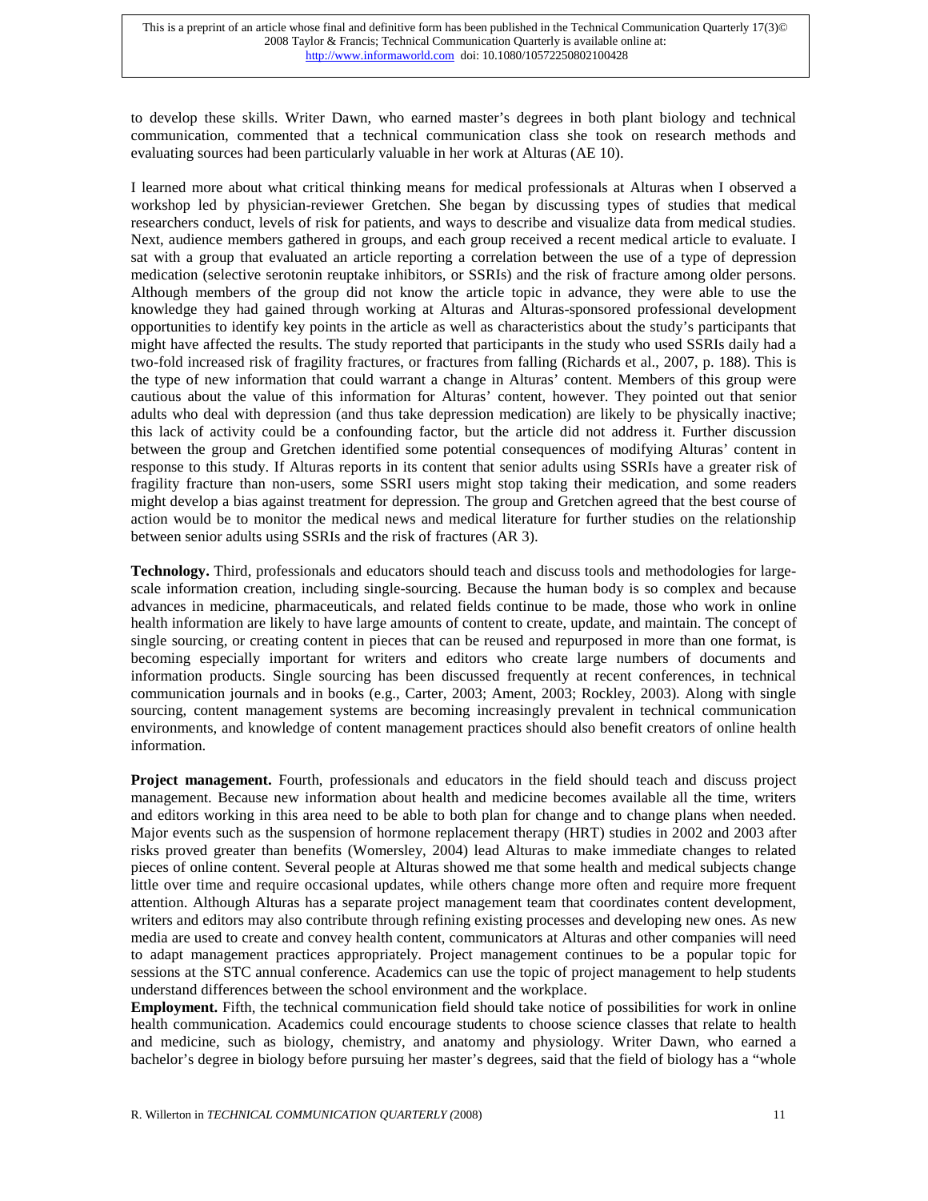to develop these skills. Writer Dawn, who earned master's degrees in both plant biology and technical communication, commented that a technical communication class she took on research methods and evaluating sources had been particularly valuable in her work at Alturas (AE 10).

I learned more about what critical thinking means for medical professionals at Alturas when I observed a workshop led by physician-reviewer Gretchen. She began by discussing types of studies that medical researchers conduct, levels of risk for patients, and ways to describe and visualize data from medical studies. Next, audience members gathered in groups, and each group received a recent medical article to evaluate. I sat with a group that evaluated an article reporting a correlation between the use of a type of depression medication (selective serotonin reuptake inhibitors, or SSRIs) and the risk of fracture among older persons. Although members of the group did not know the article topic in advance, they were able to use the knowledge they had gained through working at Alturas and Alturas-sponsored professional development opportunities to identify key points in the article as well as characteristics about the study's participants that might have affected the results. The study reported that participants in the study who used SSRIs daily had a two-fold increased risk of fragility fractures, or fractures from falling (Richards et al., 2007, p. 188). This is the type of new information that could warrant a change in Alturas' content. Members of this group were cautious about the value of this information for Alturas' content, however. They pointed out that senior adults who deal with depression (and thus take depression medication) are likely to be physically inactive; this lack of activity could be a confounding factor, but the article did not address it. Further discussion between the group and Gretchen identified some potential consequences of modifying Alturas' content in response to this study. If Alturas reports in its content that senior adults using SSRIs have a greater risk of fragility fracture than non-users, some SSRI users might stop taking their medication, and some readers might develop a bias against treatment for depression. The group and Gretchen agreed that the best course of action would be to monitor the medical news and medical literature for further studies on the relationship between senior adults using SSRIs and the risk of fractures (AR 3).

**Technology.** Third, professionals and educators should teach and discuss tools and methodologies for large-scale information creation, including single-sourcing. Because the human body is so complex and because advances in medicine, pharmaceuticals, and related fields continue to be made, those who work in online health information are likely to have large amounts of content to create, update, and maintain. The concept of single sourcing, or creating content in pieces that can be reused and repurposed in more than one format, is becoming especially important for writers and editors who create large numbers of documents and information products. Single sourcing has been discussed frequently at recent conferences, in technical communication journals and in books (e.g., Carter, 2003; Ament, 2003; Rockley, 2003). Along with single sourcing, content management systems are becoming increasingly prevalent in technical communication environments, and knowledge of content management practices should also benefit creators of online health information.

**Project management.** Fourth, professionals and educators in the field should teach and discuss project management. Because new information about health and medicine becomes available all the time, writers and editors working in this area need to be able to both plan for change and to change plans when needed. Major events such as the suspension of hormone replacement therapy (HRT) studies in 2002 and 2003 after risks proved greater than benefits (Womersley, 2004) lead Alturas to make immediate changes to related pieces of online content. Several people at Alturas showed me that some health and medical subjects change little over time and require occasional updates, while others change more often and require more frequent attention. Although Alturas has a separate project management team that coordinates content development, writers and editors may also contribute through refining existing processes and developing new ones. As new media are used to create and convey health content, communicators at Alturas and other companies will need to adapt management practices appropriately. Project management continues to be a popular topic for sessions at the STC annual conference. Academics can use the topic of project management to help students understand differences between the school environment and the workplace.

**Employment.** Fifth, the technical communication field should take notice of possibilities for work in online health communication. Academics could encourage students to choose science classes that relate to health and medicine, such as biology, chemistry, and anatomy and physiology. Writer Dawn, who earned a bachelor's degree in biology before pursuing her master's degrees, said that the field of biology has a "whole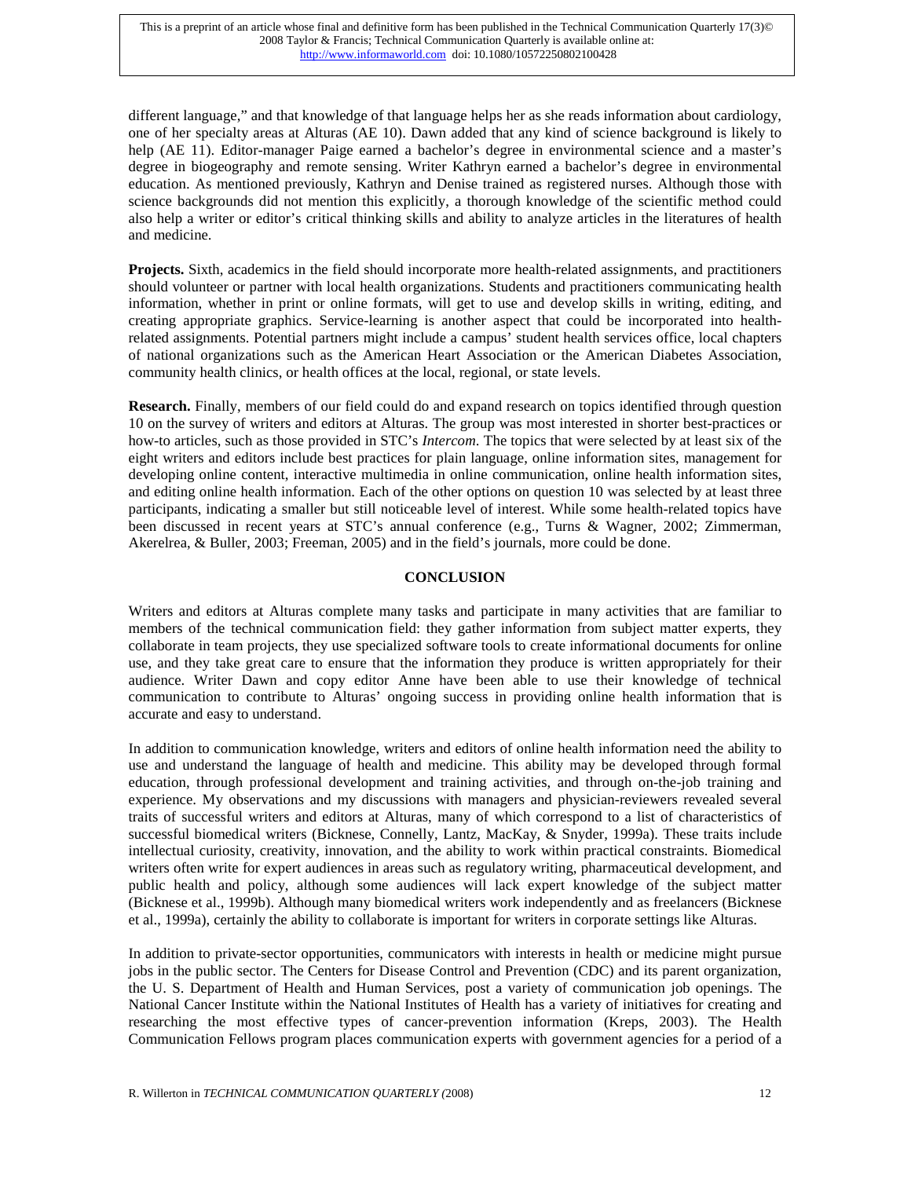different language," and that knowledge of that language helps her as she reads information about cardiology, one of her specialty areas at Alturas (AE 10). Dawn added that any kind of science background is likely to help (AE 11). Editor-manager Paige earned a bachelor's degree in environmental science and a master's degree in biogeography and remote sensing. Writer Kathryn earned a bachelor's degree in environmental education. As mentioned previously, Kathryn and Denise trained as registered nurses. Although those with science backgrounds did not mention this explicitly, a thorough knowledge of the scientific method could also help a writer or editor's critical thinking skills and ability to analyze articles in the literatures of health and medicine.

**Projects.** Sixth, academics in the field should incorporate more health-related assignments, and practitioners should volunteer or partner with local health organizations. Students and practitioners communicating health information, whether in print or online formats, will get to use and develop skills in writing, editing, and creating appropriate graphics. Service-learning is another aspect that could be incorporated into health-related assignments. Potential partners might include a campus' student health services office, local chapters of national organizations such as the American Heart Association or the American Diabetes Association, community health clinics, or health offices at the local, regional, or state levels.

**Research.** Finally, members of our field could do and expand research on topics identified through question 10 on the survey of writers and editors at Alturas. The group was most interested in shorter best-practices or how-to articles, such as those provided in STC's *Intercom*. The topics that were selected by at least six of the eight writers and editors include best practices for plain language, online information sites, management for developing online content, interactive multimedia in online communication, online health information sites, and editing online health information. Each of the other options on question 10 was selected by at least three participants, indicating a smaller but still noticeable level of interest. While some health-related topics have been discussed in recent years at STC's annual conference (e.g., Turns & Wagner, 2002; Zimmerman, Akerelrea, & Buller, 2003; Freeman, 2005) and in the field's journals, more could be done.

## CONCLUSION

Writers and editors at Alturas complete many tasks and participate in many activities that are familiar to members of the technical communication field: they gather information from subject matter experts, they collaborate in team projects, they use specialized software tools to create informational documents for online use, and they take great care to ensure that the information they produce is written appropriately for their audience. Writer Dawn and copy editor Anne have been able to use their knowledge of technical communication to contribute to Alturas' ongoing success in providing online health information that is accurate and easy to understand.

In addition to communication knowledge, writers and editors of online health information need the ability to use and understand the language of health and medicine. This ability may be developed through formal education, through professional development and training activities, and through on-the-job training and experience. My observations and my discussions with managers and physician-reviewers revealed several traits of successful writers and editors at Alturas, many of which correspond to a list of characteristics of successful biomedical writers (Bicknese, Connelly, Lantz, MacKay, & Snyder, 1999a). These traits include intellectual curiosity, creativity, innovation, and the ability to work within practical constraints. Biomedical writers often write for expert audiences in areas such as regulatory writing, pharmaceutical development, and public health and policy, although some audiences will lack expert knowledge of the subject matter (Bicknese et al., 1999b). Although many biomedical writers work independently and as freelancers (Bicknese et al., 1999a), certainly the ability to collaborate is important for writers in corporate settings like Alturas.

In addition to private-sector opportunities, communicators with interests in health or medicine might pursue jobs in the public sector. The Centers for Disease Control and Prevention (CDC) and its parent organization, the U. S. Department of Health and Human Services, post a variety of communication job openings. The National Cancer Institute within the National Institutes of Health has a variety of initiatives for creating and researching the most effective types of cancer-prevention information (Kreps, 2003). The Health Communication Fellows program places communication experts with government agencies for a period of a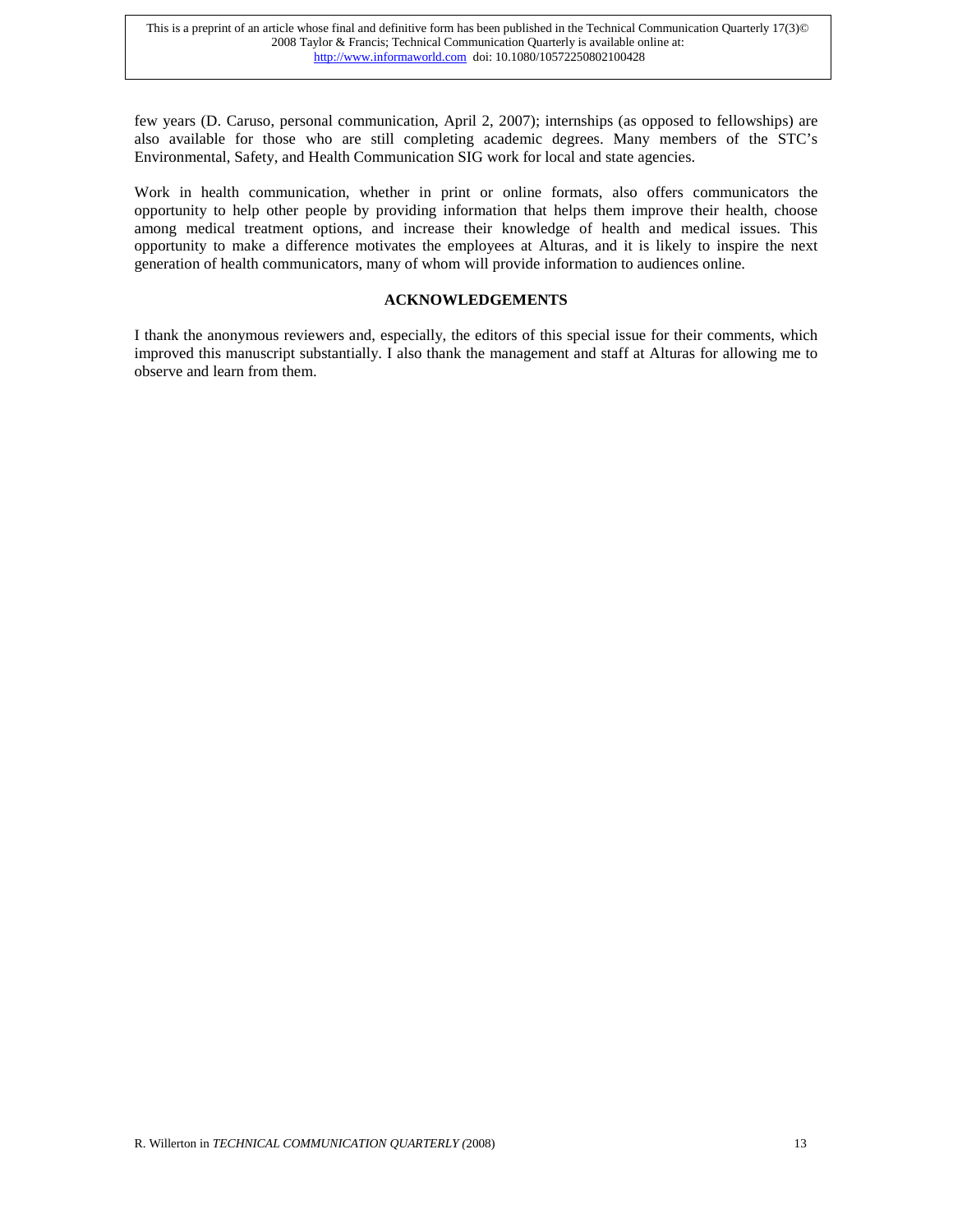few years (D. Caruso, personal communication, April 2, 2007); internships (as opposed to fellowships) are also available for those who are still completing academic degrees. Many members of the STC's Environmental, Safety, and Health Communication SIG work for local and state agencies.

Work in health communication, whether in print or online formats, also offers communicators the opportunity to help other people by providing information that helps them improve their health, choose among medical treatment options, and increase their knowledge of health and medical issues. This opportunity to make a difference motivates the employees at Alturas, and it is likely to inspire the next generation of health communicators, many of whom will provide information to audiences online.

## ACKNOWLEDGEMENTS

I thank the anonymous reviewers and, especially, the editors of this special issue for their comments, which improved this manuscript substantially. I also thank the management and staff at Alturas for allowing me to observe and learn from them.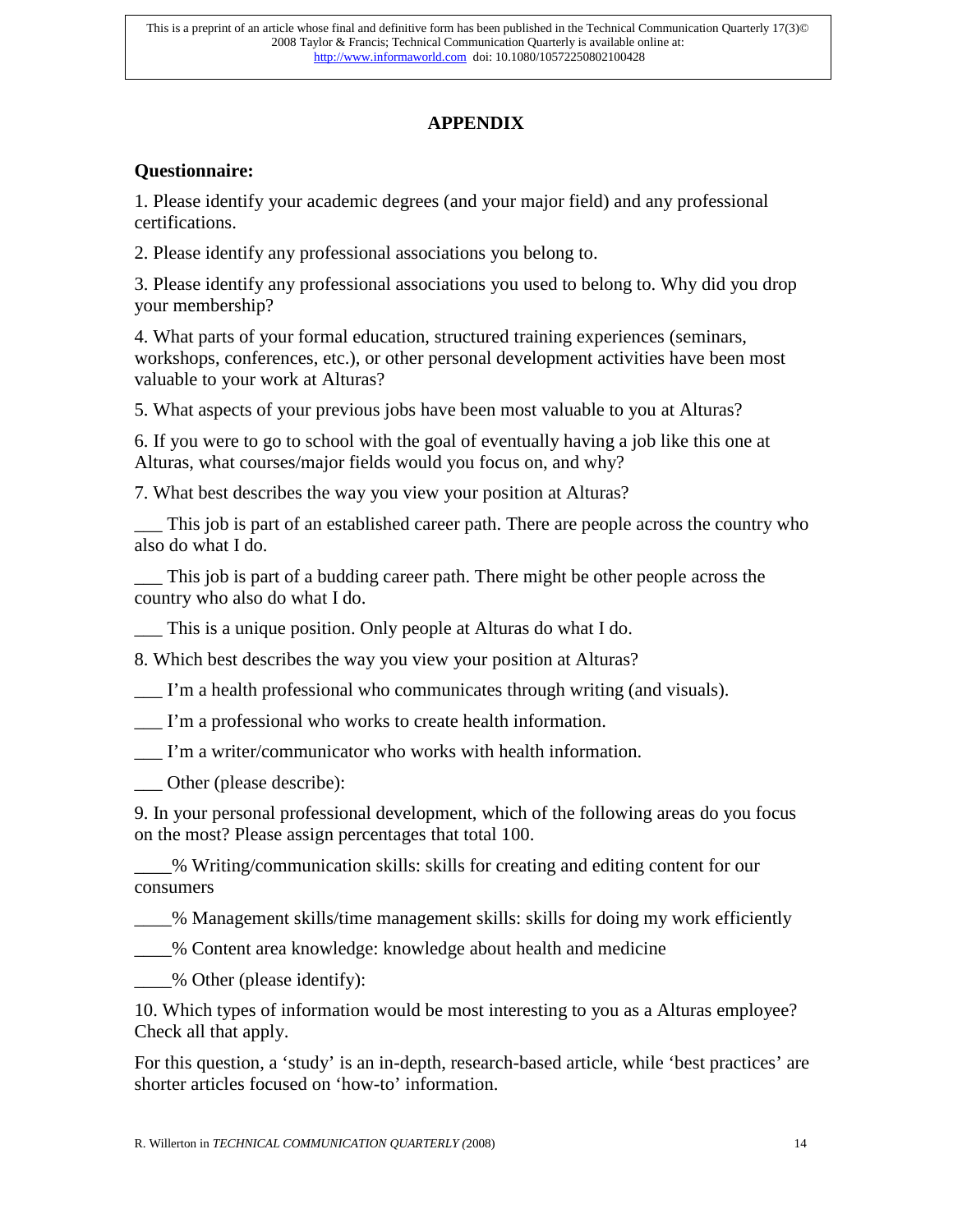## APPENDIX

### Questionnaire:

1. Please identify your academic degrees (and your major field) and any professional certifications.

2. Please identify any professional associations you belong to.

3. Please identify any professional associations you used to belong to. Why did you drop your membership?

4. What parts of your formal education, structured training experiences (seminars, workshops, conferences, etc.), or other personal development activities have been most valuable to your work at Alturas?

5. What aspects of your previous jobs have been most valuable to you at Alturas?

6. If you were to go to school with the goal of eventually having a job like this one at Alturas, what courses/major fields would you focus on, and why?

7. What best describes the way you view your position at Alturas?

___ This job is part of an established career path. There are people across the country who also do what I do.

___ This job is part of a budding career path. There might be other people across the country who also do what I do.

___ This is a unique position. Only people at Alturas do what I do.

8. Which best describes the way you view your position at Alturas?

___ I'm a health professional who communicates through writing (and visuals).

___ I'm a professional who works to create health information.

___ I'm a writer/communicator who works with health information.

___ Other (please describe):

9. In your personal professional development, which of the following areas do you focus on the most? Please assign percentages that total 100.

____% Writing/communication skills: skills for creating and editing content for our consumers

____% Management skills/time management skills: skills for doing my work efficiently

____% Content area knowledge: knowledge about health and medicine

____% Other (please identify):

10. Which types of information would be most interesting to you as a Alturas employee? Check all that apply.

For this question, a 'study' is an in-depth, research-based article, while 'best practices' are shorter articles focused on 'how-to' information.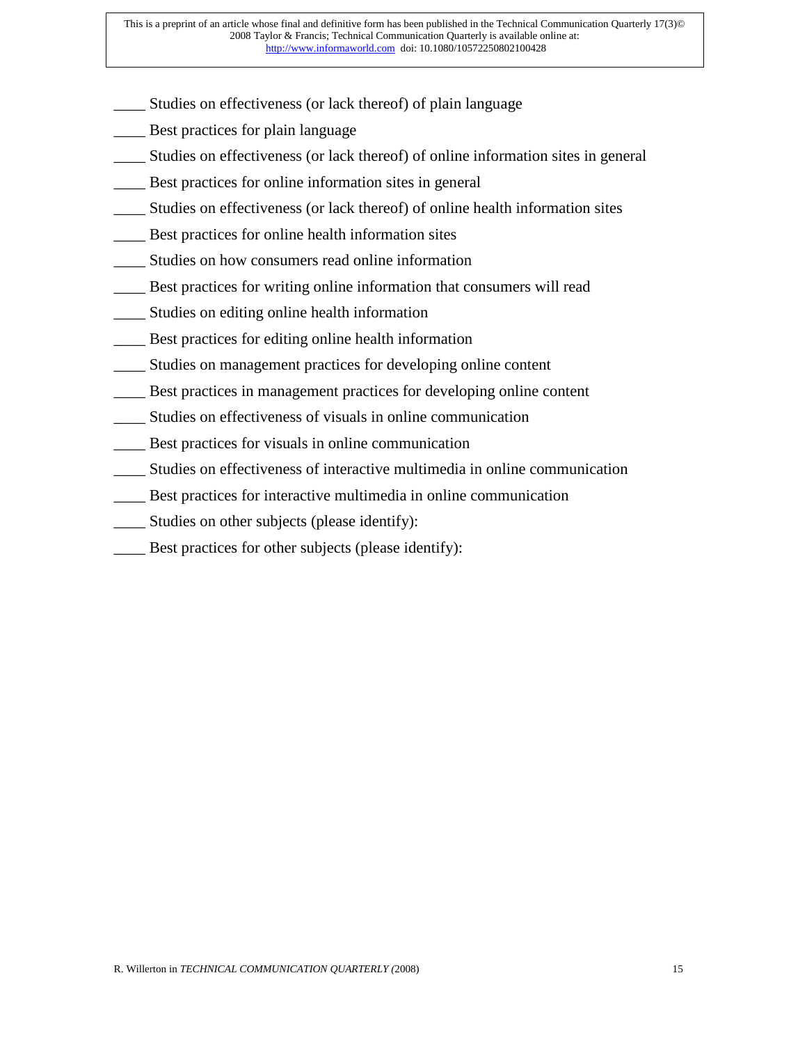____ Studies on effectiveness (or lack thereof) of plain language

____ Best practices for plain language

____ Studies on effectiveness (or lack thereof) of online information sites in general

____ Best practices for online information sites in general

____ Studies on effectiveness (or lack thereof) of online health information sites

____ Best practices for online health information sites

____ Studies on how consumers read online information

____ Best practices for writing online information that consumers will read

____ Studies on editing online health information

____ Best practices for editing online health information

____ Studies on management practices for developing online content

____ Best practices in management practices for developing online content

____ Studies on effectiveness of visuals in online communication

____ Best practices for visuals in online communication

____ Studies on effectiveness of interactive multimedia in online communication

____ Best practices for interactive multimedia in online communication

____ Studies on other subjects (please identify):

____ Best practices for other subjects (please identify):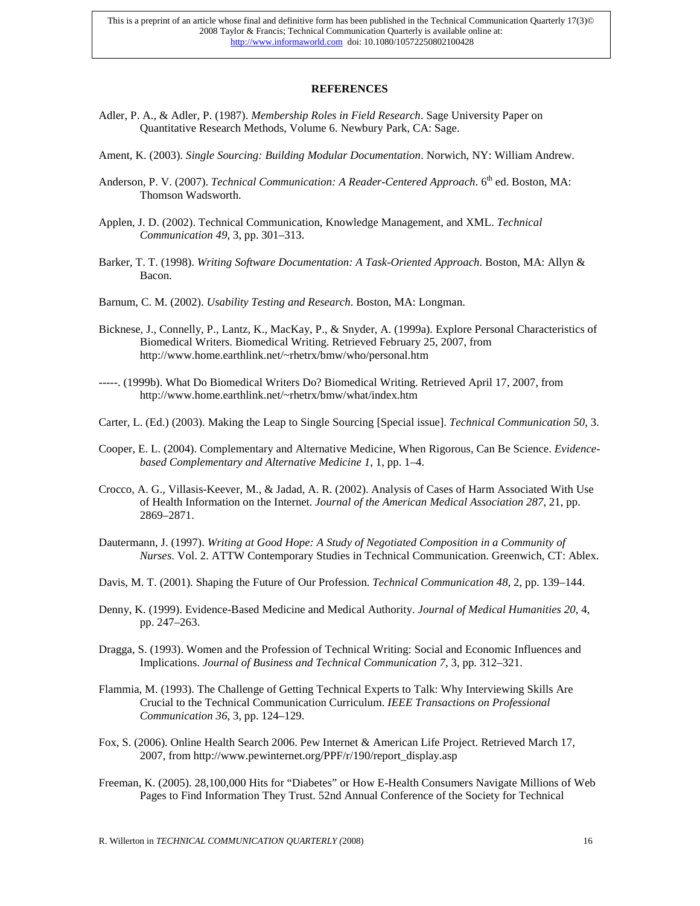## REFERENCES

Adler, P. A., & Adler, P. (1987). *Membership Roles in Field Research*. Sage University Paper on Quantitative Research Methods, Volume 6. Newbury Park, CA: Sage.

Ament, K. (2003). *Single Sourcing: Building Modular Documentation*. Norwich, NY: William Andrew.

Anderson, P. V. (2007). *Technical Communication: A Reader-Centered Approach*. 6th ed. Boston, MA: Thomson Wadsworth.

Applen, J. D. (2002). Technical Communication, Knowledge Management, and XML. *Technical Communication 49*, 3, pp. 301–313.

Barker, T. T. (1998). *Writing Software Documentation: A Task-Oriented Approach*. Boston, MA: Allyn & Bacon.

Barnum, C. M. (2002). *Usability Testing and Research*. Boston, MA: Longman.

Bicknese, J., Connelly, P., Lantz, K., MacKay, P., & Snyder, A. (1999a). Explore Personal Characteristics of Biomedical Writers. Biomedical Writing. Retrieved February 25, 2007, from http://www.home.earthlink.net/~rhetrx/bmw/who/personal.htm

-----. (1999b). What Do Biomedical Writers Do? Biomedical Writing. Retrieved April 17, 2007, from http://www.home.earthlink.net/~rhetrx/bmw/what/index.htm

Carter, L. (Ed.) (2003). Making the Leap to Single Sourcing [Special issue]. *Technical Communication 50*, 3.

Cooper, E. L. (2004). Complementary and Alternative Medicine, When Rigorous, Can Be Science. *Evidence-based Complementary and Alternative Medicine 1*, 1, pp. 1–4.

Crocco, A. G., Villasis-Keever, M., & Jadad, A. R. (2002). Analysis of Cases of Harm Associated With Use of Health Information on the Internet. *Journal of the American Medical Association 287*, 21, pp. 2869–2871.

Dautermann, J. (1997). *Writing at Good Hope: A Study of Negotiated Composition in a Community of Nurses*. Vol. 2. ATTW Contemporary Studies in Technical Communication. Greenwich, CT: Ablex.

Davis, M. T. (2001). Shaping the Future of Our Profession. *Technical Communication 48*, 2, pp. 139–144.

Denny, K. (1999). Evidence-Based Medicine and Medical Authority. *Journal of Medical Humanities 20*, 4, pp. 247–263.

Dragga, S. (1993). Women and the Profession of Technical Writing: Social and Economic Influences and Implications. *Journal of Business and Technical Communication 7*, 3, pp. 312–321.

Flammia, M. (1993). The Challenge of Getting Technical Experts to Talk: Why Interviewing Skills Are Crucial to the Technical Communication Curriculum. *IEEE Transactions on Professional Communication 36*, 3, pp. 124–129.

Fox, S. (2006). Online Health Search 2006. Pew Internet & American Life Project. Retrieved March 17, 2007, from http://www.pewinternet.org/PPF/r/190/report_display.asp

Freeman, K. (2005). 28,100,000 Hits for "Diabetes" or How E-Health Consumers Navigate Millions of Web Pages to Find Information They Trust. 52nd Annual Conference of the Society for Technical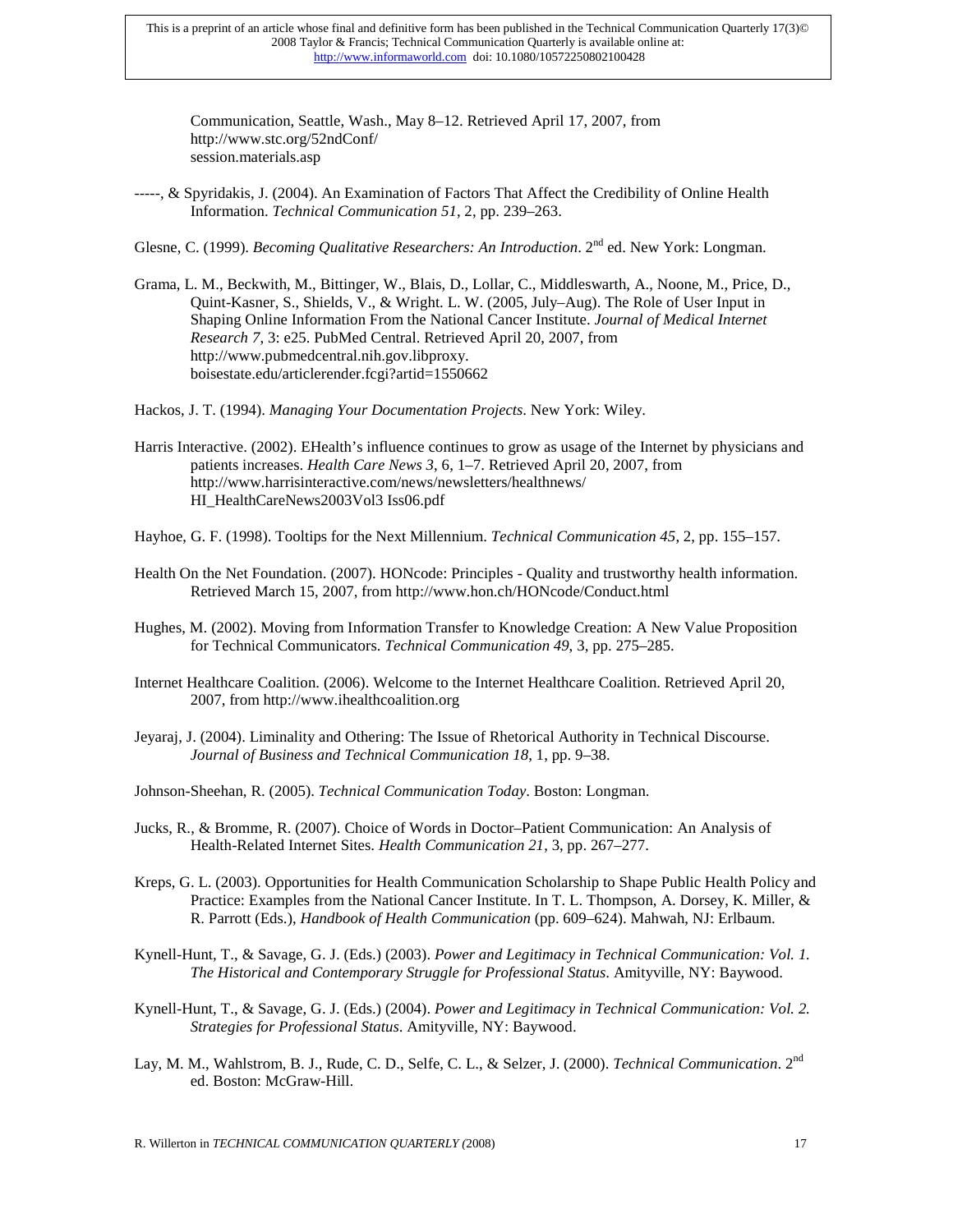Communication, Seattle, Wash., May 8–12. Retrieved April 17, 2007, from http://www.stc.org/52ndConf/session.materials.asp

-----, & Spyridakis, J. (2004). An Examination of Factors That Affect the Credibility of Online Health Information. *Technical Communication 51*, 2, pp. 239–263.

Glesne, C. (1999). *Becoming Qualitative Researchers: An Introduction*. 2nd ed. New York: Longman.

Grama, L. M., Beckwith, M., Bittinger, W., Blais, D., Lollar, C., Middleswarth, A., Noone, M., Price, D., Quint-Kasner, S., Shields, V., & Wright. L. W. (2005, July–Aug). The Role of User Input in Shaping Online Information From the National Cancer Institute. *Journal of Medical Internet Research 7*, 3: e25. PubMed Central. Retrieved April 20, 2007, from http://www.pubmedcentral.nih.gov.libproxy.boisestate.edu/articlerender.fcgi?artid=1550662

Hackos, J. T. (1994). *Managing Your Documentation Projects*. New York: Wiley.

Harris Interactive. (2002). EHealth's influence continues to grow as usage of the Internet by physicians and patients increases. *Health Care News 3*, 6, 1–7. Retrieved April 20, 2007, from http://www.harrisinteractive.com/news/newsletters/healthnews/HI_HealthCareNews2003Vol3 Iss06.pdf

Hayhoe, G. F. (1998). Tooltips for the Next Millennium. *Technical Communication 45*, 2, pp. 155–157.

Health On the Net Foundation. (2007). HONcode: Principles - Quality and trustworthy health information. Retrieved March 15, 2007, from http://www.hon.ch/HONcode/Conduct.html

Hughes, M. (2002). Moving from Information Transfer to Knowledge Creation: A New Value Proposition for Technical Communicators. *Technical Communication 49*, 3, pp. 275–285.

Internet Healthcare Coalition. (2006). Welcome to the Internet Healthcare Coalition. Retrieved April 20, 2007, from http://www.ihealthcoalition.org

Jeyaraj, J. (2004). Liminality and Othering: The Issue of Rhetorical Authority in Technical Discourse. *Journal of Business and Technical Communication 18*, 1, pp. 9–38.

Johnson-Sheehan, R. (2005). *Technical Communication Today*. Boston: Longman.

Jucks, R., & Bromme, R. (2007). Choice of Words in Doctor–Patient Communication: An Analysis of Health-Related Internet Sites. *Health Communication 21*, 3, pp. 267–277.

Kreps, G. L. (2003). Opportunities for Health Communication Scholarship to Shape Public Health Policy and Practice: Examples from the National Cancer Institute. In T. L. Thompson, A. Dorsey, K. Miller, & R. Parrott (Eds.), *Handbook of Health Communication* (pp. 609–624). Mahwah, NJ: Erlbaum.

Kynell-Hunt, T., & Savage, G. J. (Eds.) (2003). *Power and Legitimacy in Technical Communication: Vol. 1. The Historical and Contemporary Struggle for Professional Status*. Amityville, NY: Baywood.

Kynell-Hunt, T., & Savage, G. J. (Eds.) (2004). *Power and Legitimacy in Technical Communication: Vol. 2. Strategies for Professional Status*. Amityville, NY: Baywood.

Lay, M. M., Wahlstrom, B. J., Rude, C. D., Selfe, C. L., & Selzer, J. (2000). *Technical Communication*. 2nd ed. Boston: McGraw-Hill.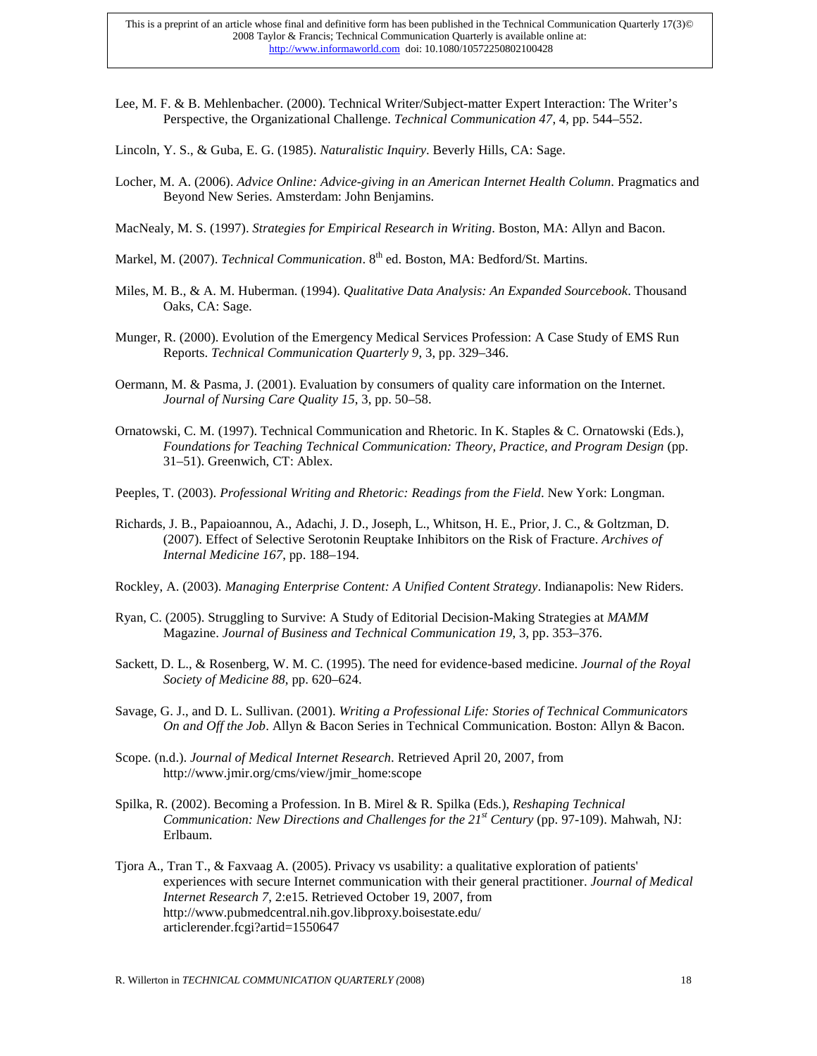Lee, M. F. & B. Mehlenbacher. (2000). Technical Writer/Subject-matter Expert Interaction: The Writer's Perspective, the Organizational Challenge. *Technical Communication 47*, 4, pp. 544–552.

Lincoln, Y. S., & Guba, E. G. (1985). *Naturalistic Inquiry*. Beverly Hills, CA: Sage.

Locher, M. A. (2006). *Advice Online: Advice-giving in an American Internet Health Column*. Pragmatics and Beyond New Series. Amsterdam: John Benjamins.

MacNealy, M. S. (1997). *Strategies for Empirical Research in Writing*. Boston, MA: Allyn and Bacon.

Markel, M. (2007). *Technical Communication*. 8th ed. Boston, MA: Bedford/St. Martins.

Miles, M. B., & A. M. Huberman. (1994). *Qualitative Data Analysis: An Expanded Sourcebook*. Thousand Oaks, CA: Sage.

Munger, R. (2000). Evolution of the Emergency Medical Services Profession: A Case Study of EMS Run Reports. *Technical Communication Quarterly 9*, 3, pp. 329–346.

Oermann, M. & Pasma, J. (2001). Evaluation by consumers of quality care information on the Internet. *Journal of Nursing Care Quality 15*, 3, pp. 50–58.

Ornatowski, C. M. (1997). Technical Communication and Rhetoric. In K. Staples & C. Ornatowski (Eds.), *Foundations for Teaching Technical Communication: Theory, Practice, and Program Design* (pp. 31–51). Greenwich, CT: Ablex.

Peeples, T. (2003). *Professional Writing and Rhetoric: Readings from the Field*. New York: Longman.

Richards, J. B., Papaioannou, A., Adachi, J. D., Joseph, L., Whitson, H. E., Prior, J. C., & Goltzman, D. (2007). Effect of Selective Serotonin Reuptake Inhibitors on the Risk of Fracture. *Archives of Internal Medicine 167*, pp. 188–194.

Rockley, A. (2003). *Managing Enterprise Content: A Unified Content Strategy*. Indianapolis: New Riders.

Ryan, C. (2005). Struggling to Survive: A Study of Editorial Decision-Making Strategies at *MAMM* Magazine. *Journal of Business and Technical Communication 19*, 3, pp. 353–376.

Sackett, D. L., & Rosenberg, W. M. C. (1995). The need for evidence-based medicine. *Journal of the Royal Society of Medicine 88*, pp. 620–624.

Savage, G. J., and D. L. Sullivan. (2001). *Writing a Professional Life: Stories of Technical Communicators On and Off the Job*. Allyn & Bacon Series in Technical Communication. Boston: Allyn & Bacon.

Scope. (n.d.). *Journal of Medical Internet Research*. Retrieved April 20, 2007, from http://www.jmir.org/cms/view/jmir_home:scope

Spilka, R. (2002). Becoming a Profession. In B. Mirel & R. Spilka (Eds.), *Reshaping Technical Communication: New Directions and Challenges for the 21st Century* (pp. 97-109). Mahwah, NJ: Erlbaum.

Tjora A., Tran T., & Faxvaag A. (2005). Privacy vs usability: a qualitative exploration of patients' experiences with secure Internet communication with their general practitioner. *Journal of Medical Internet Research 7*, 2:e15. Retrieved October 19, 2007, from http://www.pubmedcentral.nih.gov.libproxy.boisestate.edu/articlerender.fcgi?artid=1550647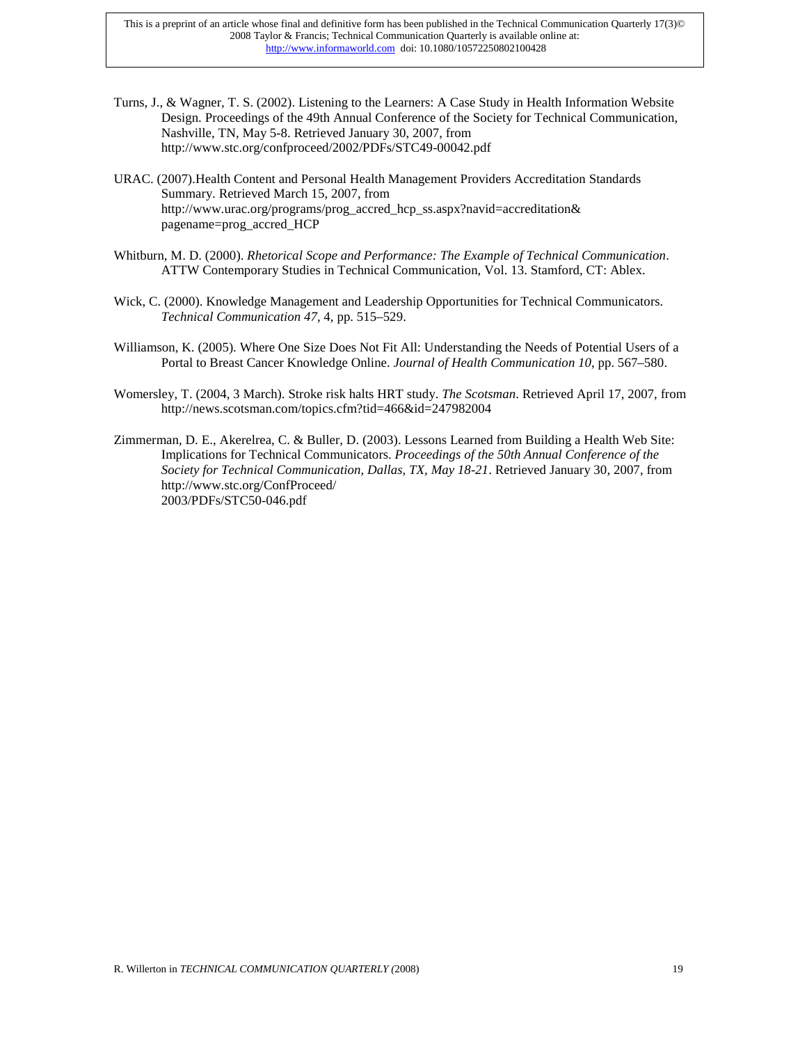Turns, J., & Wagner, T. S. (2002). Listening to the Learners: A Case Study in Health Information Website Design. Proceedings of the 49th Annual Conference of the Society for Technical Communication, Nashville, TN, May 5-8. Retrieved January 30, 2007, from http://www.stc.org/confproceed/2002/PDFs/STC49-00042.pdf

URAC. (2007).Health Content and Personal Health Management Providers Accreditation Standards Summary. Retrieved March 15, 2007, from http://www.urac.org/programs/prog_accred_hcp_ss.aspx?navid=accreditation& pagename=prog_accred_HCP

Whitburn, M. D. (2000). *Rhetorical Scope and Performance: The Example of Technical Communication*. ATTW Contemporary Studies in Technical Communication, Vol. 13. Stamford, CT: Ablex.

Wick, C. (2000). Knowledge Management and Leadership Opportunities for Technical Communicators. *Technical Communication 47*, 4, pp. 515–529.

Williamson, K. (2005). Where One Size Does Not Fit All: Understanding the Needs of Potential Users of a Portal to Breast Cancer Knowledge Online. *Journal of Health Communication 10*, pp. 567–580.

Womersley, T. (2004, 3 March). Stroke risk halts HRT study. *The Scotsman*. Retrieved April 17, 2007, from http://news.scotsman.com/topics.cfm?tid=466&id=247982004

Zimmerman, D. E., Akerelrea, C. & Buller, D. (2003). Lessons Learned from Building a Health Web Site: Implications for Technical Communicators. *Proceedings of the 50th Annual Conference of the Society for Technical Communication, Dallas, TX, May 18-21*. Retrieved January 30, 2007, from http://www.stc.org/ConfProceed/ 2003/PDFs/STC50-046.pdf